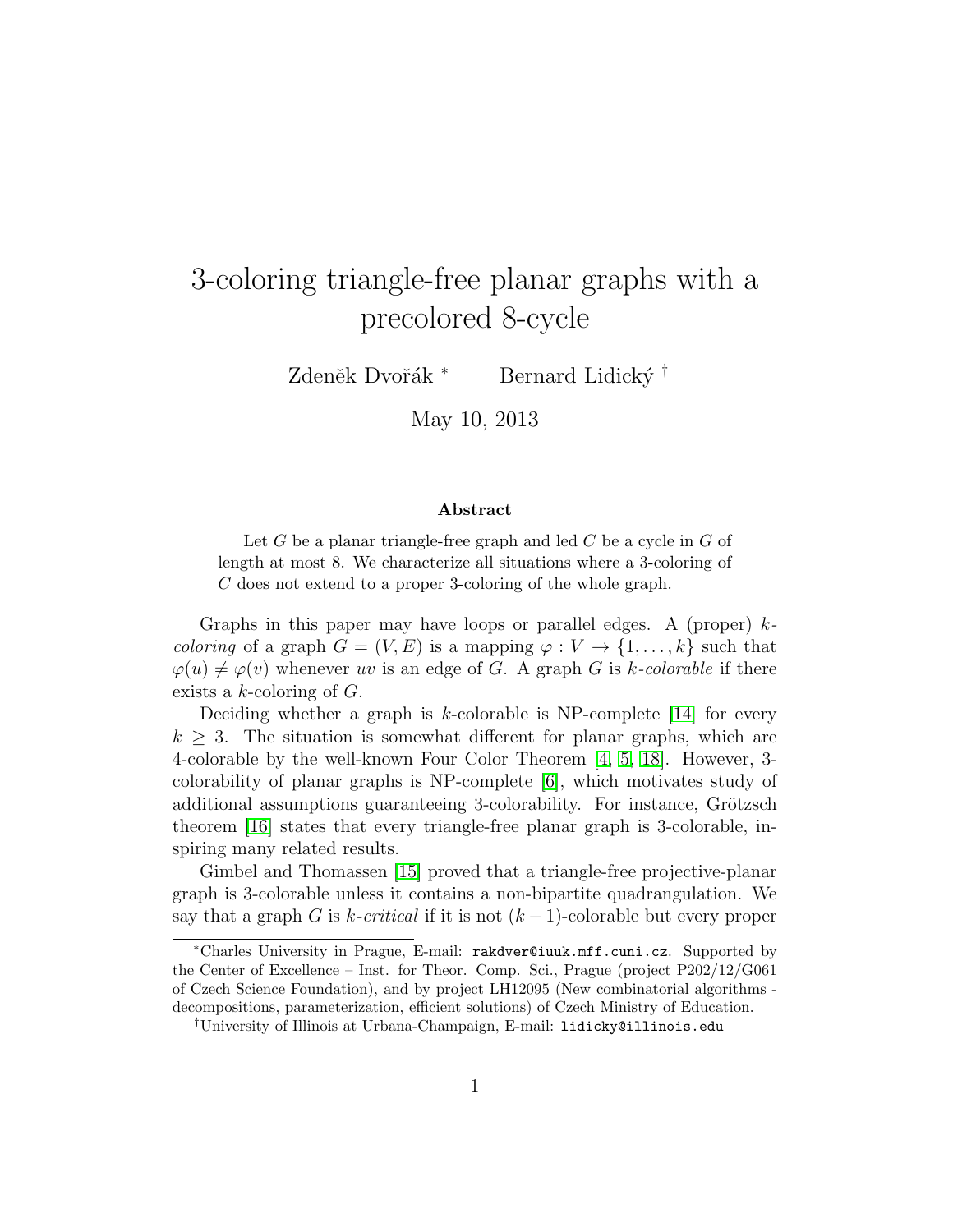# 3-coloring triangle-free planar graphs with a precolored 8-cycle

Zdeněk Dvořák [*] Bernard Lidický [†]

May 10, 2013

### Abstract

Let $G$ be a planar triangle-free graph and led $C$ be a cycle in $G$ of length at most 8. We characterize all situations where a 3-coloring of $C$ does not extend to a proper 3-coloring of the whole graph.

Graphs in this paper may have loops or parallel edges. A (proper) $k$-*coloring* of a graph $G = (V, E)$ is a mapping $\varphi : V \to \{1, \ldots, k\}$ such that $\varphi(u) \neq \varphi(v)$ whenever $uv$ is an edge of $G$. A graph $G$ is $k$-*colorable* if there exists a $k$-coloring of $G$.

Deciding whether a graph is $k$-colorable is NP-complete [14] for every $k \geq 3$. The situation is somewhat different for planar graphs, which are 4-colorable by the well-known Four Color Theorem [4, 5, 18]. However, 3-colorability of planar graphs is NP-complete [6], which motivates study of additional assumptions guaranteeing 3-colorability. For instance, Grötzsch theorem [16] states that every triangle-free planar graph is 3-colorable, inspiring many related results.

Gimbel and Thomassen [15] proved that a triangle-free projective-planar graph is 3-colorable unless it contains a non-bipartite quadrangulation. We say that a graph $G$ is $k$-*critical* if it is not $(k-1)$-colorable but every proper

---

[*] Charles University in Prague, E-mail: `rakdver@iuuk.mff.cuni.cz`. Supported by the Center of Excellence – Inst. for Theor. Comp. Sci., Prague (project P202/12/G061 of Czech Science Foundation), and by project LH12095 (New combinatorial algorithms - decompositions, parameterization, efficient solutions) of Czech Ministry of Education.

[†] University of Illinois at Urbana-Champaign, E-mail: `lidicky@illinois.edu`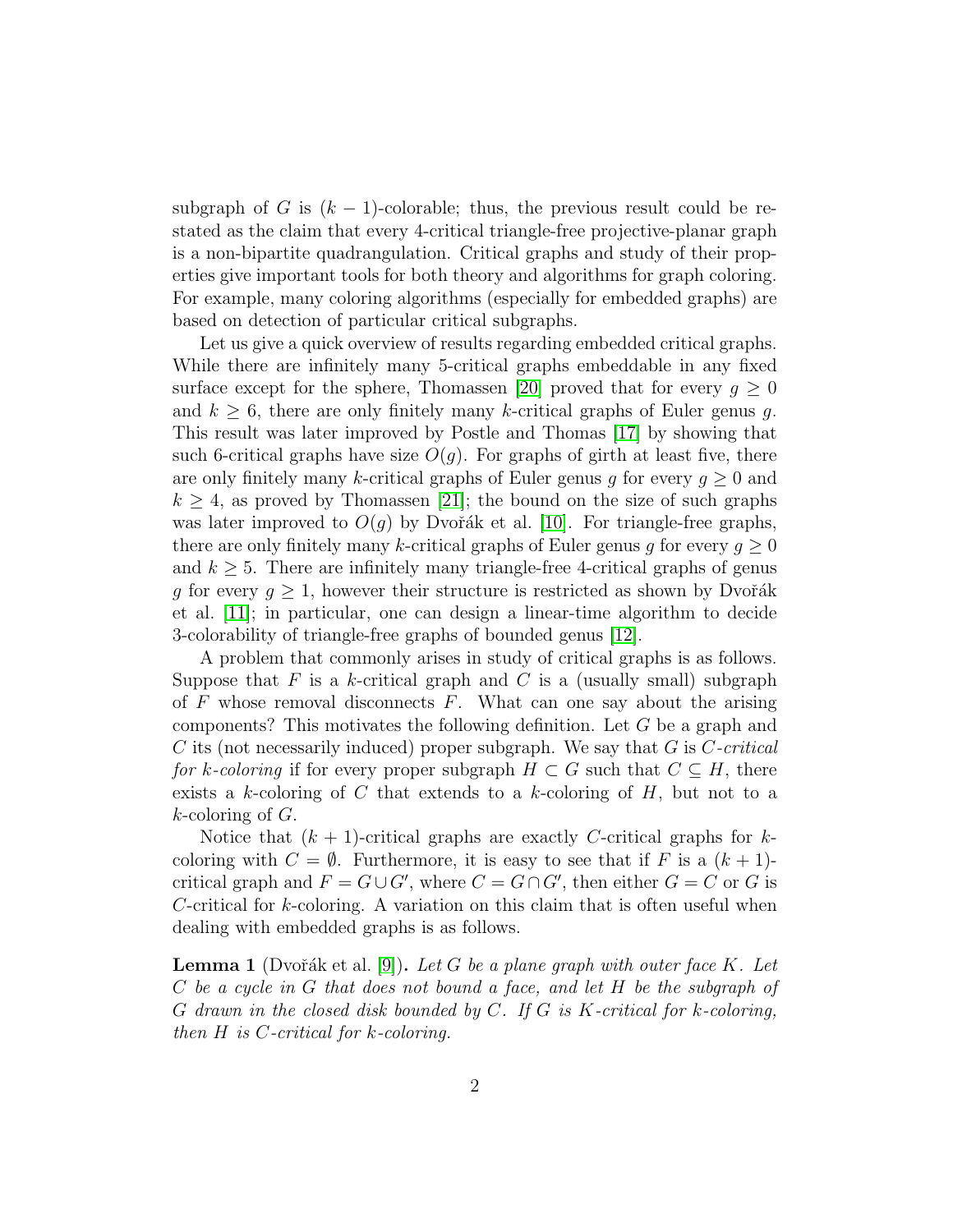subgraph of $G$ is $(k-1)$-colorable; thus, the previous result could be restated as the claim that every 4-critical triangle-free projective-planar graph is a non-bipartite quadrangulation. Critical graphs and study of their properties give important tools for both theory and algorithms for graph coloring. For example, many coloring algorithms (especially for embedded graphs) are based on detection of particular critical subgraphs.

Let us give a quick overview of results regarding embedded critical graphs. While there are infinitely many 5-critical graphs embeddable in any fixed surface except for the sphere, Thomassen [20] proved that for every $g \geq 0$ and $k \geq 6$, there are only finitely many $k$-critical graphs of Euler genus $g$. This result was later improved by Postle and Thomas [17] by showing that such 6-critical graphs have size $O(g)$. For graphs of girth at least five, there are only finitely many $k$-critical graphs of Euler genus $g$ for every $g \geq 0$ and $k \geq 4$, as proved by Thomassen [21]; the bound on the size of such graphs was later improved to $O(g)$ by Dvořák et al. [10]. For triangle-free graphs, there are only finitely many $k$-critical graphs of Euler genus $g$ for every $g \geq 0$ and $k \geq 5$. There are infinitely many triangle-free 4-critical graphs of genus $g$ for every $g \geq 1$, however their structure is restricted as shown by Dvořák et al. [11]; in particular, one can design a linear-time algorithm to decide 3-colorability of triangle-free graphs of bounded genus [12].

A problem that commonly arises in study of critical graphs is as follows. Suppose that $F$ is a $k$-critical graph and $C$ is a (usually small) subgraph of $F$ whose removal disconnects $F$. What can one say about the arising components? This motivates the following definition. Let $G$ be a graph and $C$ its (not necessarily induced) proper subgraph. We say that $G$ is *$C$-critical for $k$-coloring* if for every proper subgraph $H \subset G$ such that $C \subseteq H$, there exists a $k$-coloring of $C$ that extends to a $k$-coloring of $H$, but not to a $k$-coloring of $G$.

Notice that $(k+1)$-critical graphs are exactly $C$-critical graphs for $k$-coloring with $C = \emptyset$. Furthermore, it is easy to see that if $F$ is a $(k+1)$-critical graph and $F = G \cup G'$, where $C = G \cap G'$, then either $G = C$ or $G$ is $C$-critical for $k$-coloring. A variation on this claim that is often useful when dealing with embedded graphs is as follows.

**Lemma 1** (Dvořák et al. [9]). *Let $G$ be a plane graph with outer face $K$. Let $C$ be a cycle in $G$ that does not bound a face, and let $H$ be the subgraph of $G$ drawn in the closed disk bounded by $C$. If $G$ is $K$-critical for $k$-coloring, then $H$ is $C$-critical for $k$-coloring.*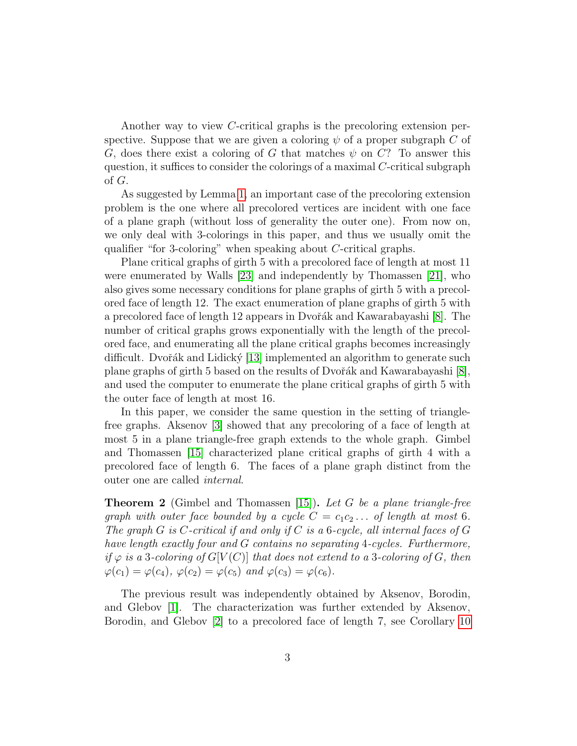Another way to view $C$-critical graphs is the precoloring extension perspective. Suppose that we are given a coloring $\psi$ of a proper subgraph $C$ of $G$, does there exist a coloring of $G$ that matches $\psi$ on $C$? To answer this question, it suffices to consider the colorings of a maximal $C$-critical subgraph of $G$.

As suggested by Lemma 1, an important case of the precoloring extension problem is the one where all precolored vertices are incident with one face of a plane graph (without loss of generality the outer one). From now on, we only deal with 3-colorings in this paper, and thus we usually omit the qualifier "for 3-coloring" when speaking about $C$-critical graphs.

Plane critical graphs of girth 5 with a precolored face of length at most 11 were enumerated by Walls [23] and independently by Thomassen [21], who also gives some necessary conditions for plane graphs of girth 5 with a precolored face of length 12. The exact enumeration of plane graphs of girth 5 with a precolored face of length 12 appears in Dvořák and Kawarabayashi [8]. The number of critical graphs grows exponentially with the length of the precolored face, and enumerating all the plane critical graphs becomes increasingly difficult. Dvořák and Lidický [13] implemented an algorithm to generate such plane graphs of girth 5 based on the results of Dvořák and Kawarabayashi [8], and used the computer to enumerate the plane critical graphs of girth 5 with the outer face of length at most 16.

In this paper, we consider the same question in the setting of triangle-free graphs. Aksenov [3] showed that any precoloring of a face of length at most 5 in a plane triangle-free graph extends to the whole graph. Gimbel and Thomassen [15] characterized plane critical graphs of girth 4 with a precolored face of length 6. The faces of a plane graph distinct from the outer one are called *internal*.

**Theorem 2** (Gimbel and Thomassen [15]). *Let $G$ be a plane triangle-free graph with outer face bounded by a cycle $C = c_1c_2\ldots$ of length at most 6. The graph $G$ is $C$-critical if and only if $C$ is a 6-cycle, all internal faces of $G$ have length exactly four and $G$ contains no separating 4-cycles. Furthermore, if $\varphi$ is a 3-coloring of $G[V(C)]$ that does not extend to a 3-coloring of $G$, then $\varphi(c_1) = \varphi(c_4)$, $\varphi(c_2) = \varphi(c_5)$ and $\varphi(c_3) = \varphi(c_6)$.*

The previous result was independently obtained by Aksenov, Borodin, and Glebov [1]. The characterization was further extended by Aksenov, Borodin, and Glebov [2] to a precolored face of length 7, see Corollary 10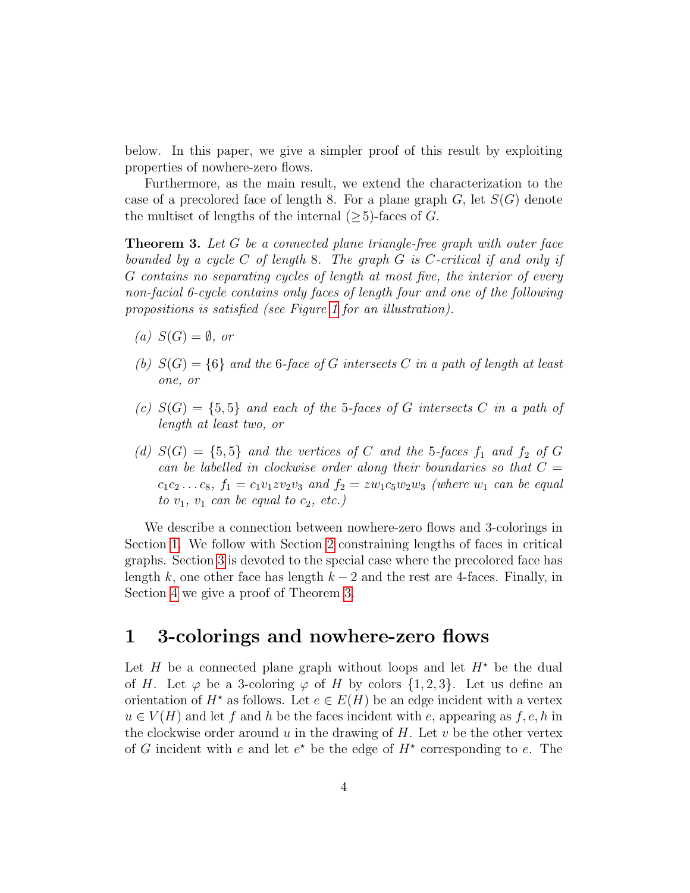below. In this paper, we give a simpler proof of this result by exploiting properties of nowhere-zero flows.

Furthermore, as the main result, we extend the characterization to the case of a precolored face of length 8. For a plane graph $G$, let $S(G)$ denote the multiset of lengths of the internal ($\geq$5)-faces of $G$.

**Theorem 3.** *Let $G$ be a connected plane triangle-free graph with outer face bounded by a cycle $C$ of length 8. The graph $G$ is $C$-critical if and only if $G$ contains no separating cycles of length at most five, the interior of every non-facial 6-cycle contains only faces of length four and one of the following propositions is satisfied (see Figure 1 for an illustration).*

- *(a) $S(G) = \emptyset$, or*
- *(b) $S(G) = \{6\}$ and the 6-face of $G$ intersects $C$ in a path of length at least one, or*
- *(c) $S(G) = \{5, 5\}$ and each of the 5-faces of $G$ intersects $C$ in a path of length at least two, or*
- *(d) $S(G) = \{5, 5\}$ and the vertices of $C$ and the 5-faces $f_1$ and $f_2$ of $G$ can be labelled in clockwise order along their boundaries so that $C = c_1c_2 \dots c_8$, $f_1 = c_1v_1zv_2v_3$ and $f_2 = zw_1c_5w_2w_3$ (where $w_1$ can be equal to $v_1$, $v_1$ can be equal to $c_2$, etc.)*

We describe a connection between nowhere-zero flows and 3-colorings in Section 1. We follow with Section 2 constraining lengths of faces in critical graphs. Section 3 is devoted to the special case where the precolored face has length $k$, one other face has length $k-2$ and the rest are 4-faces. Finally, in Section 4 we give a proof of Theorem 3.

## 1 3-colorings and nowhere-zero flows

Let $H$ be a connected plane graph without loops and let $H^\star$ be the dual of $H$. Let $\varphi$ be a 3-coloring $\varphi$ of $H$ by colors $\{1, 2, 3\}$. Let us define an orientation of $H^\star$ as follows. Let $e \in E(H)$ be an edge incident with a vertex $u \in V(H)$ and let $f$ and $h$ be the faces incident with $e$, appearing as $f, e, h$ in the clockwise order around $u$ in the drawing of $H$. Let $v$ be the other vertex of $G$ incident with $e$ and let $e^\star$ be the edge of $H^\star$ corresponding to $e$. The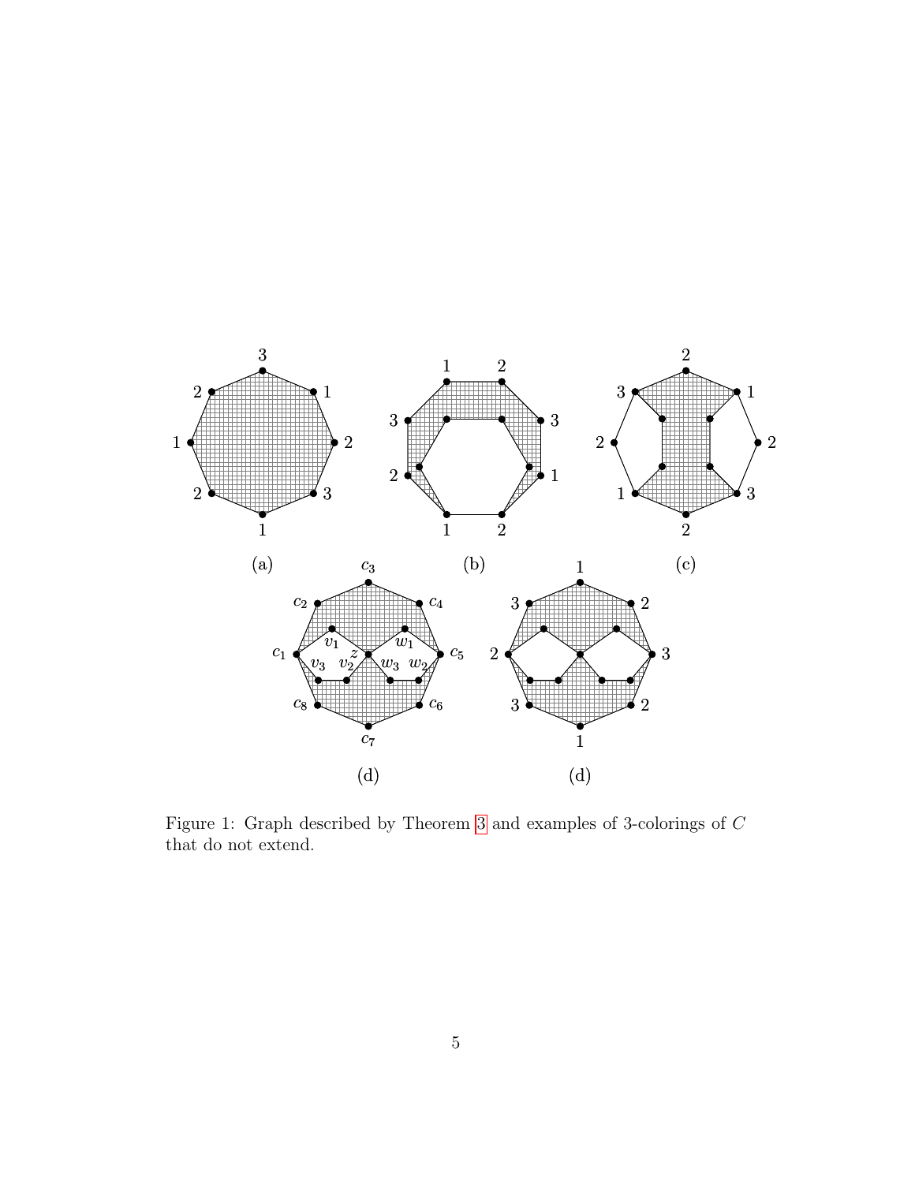Figure 1: Graph described by Theorem 3 and examples of 3-colorings of $C$ that do not extend.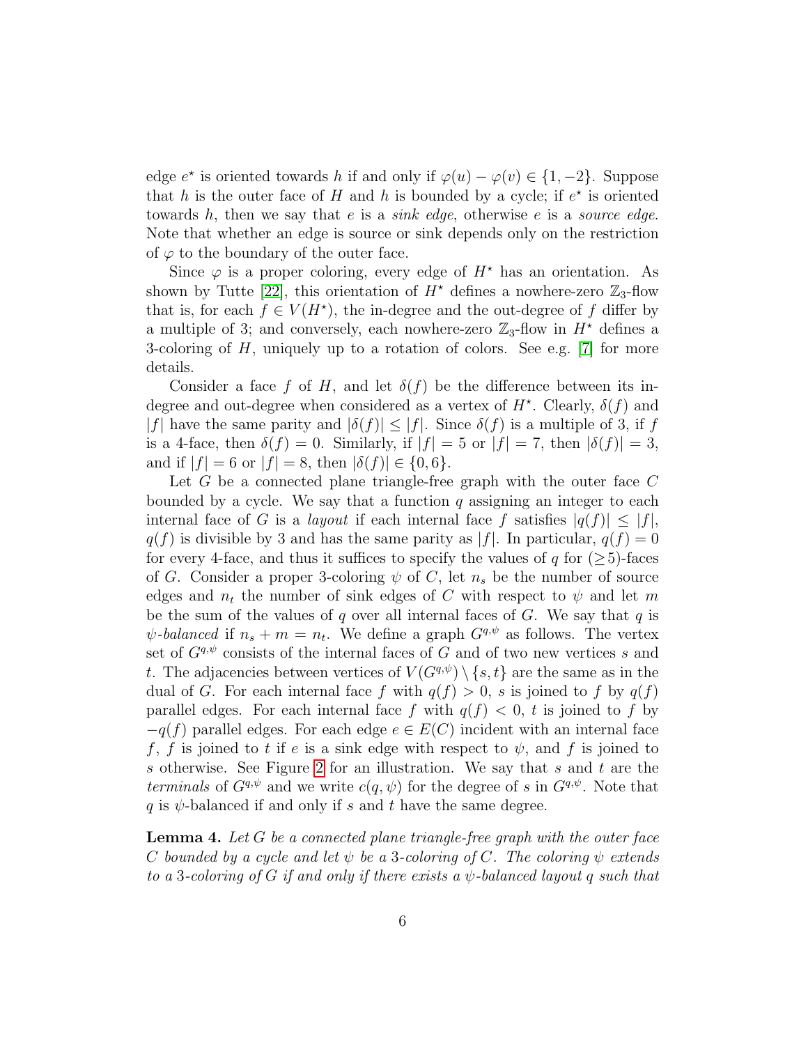edge $e^\star$ is oriented towards $h$ if and only if $\varphi(u) - \varphi(v) \in \{1, -2\}$. Suppose that $h$ is the outer face of $H$ and $h$ is bounded by a cycle; if $e^\star$ is oriented towards $h$, then we say that $e$ is a *sink edge*, otherwise $e$ is a *source edge*. Note that whether an edge is source or sink depends only on the restriction of $\varphi$ to the boundary of the outer face.

Since $\varphi$ is a proper coloring, every edge of $H^\star$ has an orientation. As shown by Tutte [22], this orientation of $H^\star$ defines a nowhere-zero $\mathbb{Z}_3$-flow that is, for each $f \in V(H^\star)$, the in-degree and the out-degree of $f$ differ by a multiple of 3; and conversely, each nowhere-zero $\mathbb{Z}_3$-flow in $H^\star$ defines a 3-coloring of $H$, uniquely up to a rotation of colors. See e.g. [7] for more details.

Consider a face $f$ of $H$, and let $\delta(f)$ be the difference between its in-degree and out-degree when considered as a vertex of $H^\star$. Clearly, $\delta(f)$ and $|f|$ have the same parity and $|\delta(f)| \leq |f|$. Since $\delta(f)$ is a multiple of 3, if $f$ is a 4-face, then $\delta(f) = 0$. Similarly, if $|f| = 5$ or $|f| = 7$, then $|\delta(f)| = 3$, and if $|f| = 6$ or $|f| = 8$, then $|\delta(f)| \in \{0, 6\}$.

Let $G$ be a connected plane triangle-free graph with the outer face $C$ bounded by a cycle. We say that a function $q$ assigning an integer to each internal face of $G$ is a *layout* if each internal face $f$ satisfies $|q(f)| \leq |f|$, $q(f)$ is divisible by 3 and has the same parity as $|f|$. In particular, $q(f) = 0$ for every 4-face, and thus it suffices to specify the values of $q$ for ($\geq$5)-faces of $G$. Consider a proper 3-coloring $\psi$ of $C$, let $n_s$ be the number of source edges and $n_t$ the number of sink edges of $C$ with respect to $\psi$ and let $m$ be the sum of the values of $q$ over all internal faces of $G$. We say that $q$ is *$\psi$-balanced* if $n_s + m = n_t$. We define a graph $G^{q,\psi}$ as follows. The vertex set of $G^{q,\psi}$ consists of the internal faces of $G$ and of two new vertices $s$ and $t$. The adjacencies between vertices of $V(G^{q,\psi}) \setminus \{s, t\}$ are the same as in the dual of $G$. For each internal face $f$ with $q(f) > 0$, $s$ is joined to $f$ by $q(f)$ parallel edges. For each internal face $f$ with $q(f) < 0$, $t$ is joined to $f$ by $-q(f)$ parallel edges. For each edge $e \in E(C)$ incident with an internal face $f$, $f$ is joined to $t$ if $e$ is a sink edge with respect to $\psi$, and $f$ is joined to $s$ otherwise. See Figure 2 for an illustration. We say that $s$ and $t$ are the *terminals* of $G^{q,\psi}$ and we write $c(q, \psi)$ for the degree of $s$ in $G^{q,\psi}$. Note that $q$ is $\psi$-balanced if and only if $s$ and $t$ have the same degree.

**Lemma 4.** *Let $G$ be a connected plane triangle-free graph with the outer face $C$ bounded by a cycle and let $\psi$ be a 3-coloring of $C$. The coloring $\psi$ extends to a 3-coloring of $G$ if and only if there exists a $\psi$-balanced layout $q$ such that*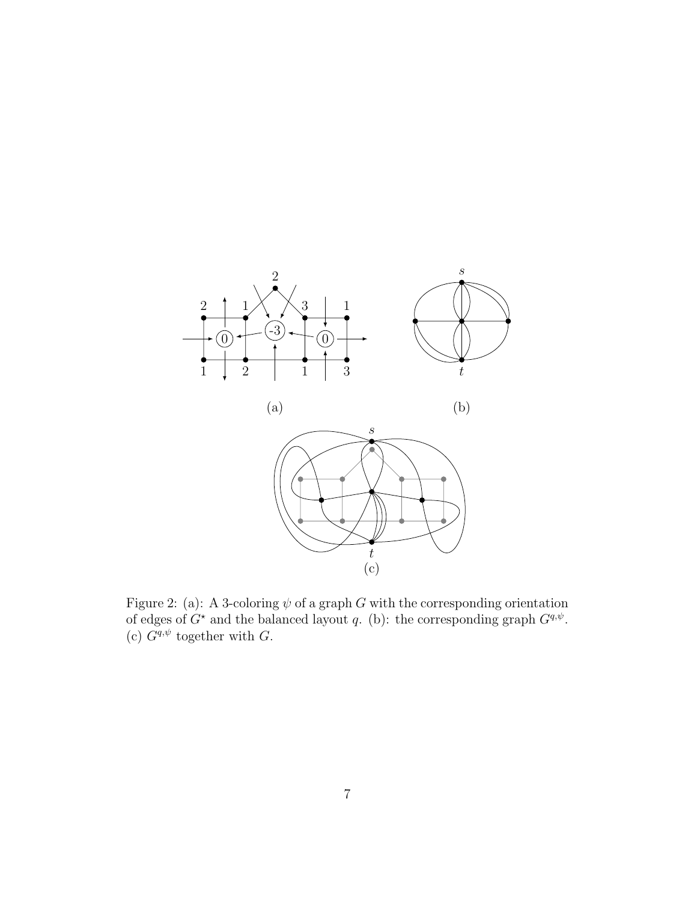Figure 2: (a): A 3-coloring $\psi$ of a graph $G$ with the corresponding orientation of edges of $G^\star$ and the balanced layout $q$. (b): the corresponding graph $G^{q,\psi}$. (c) $G^{q,\psi}$ together with $G$.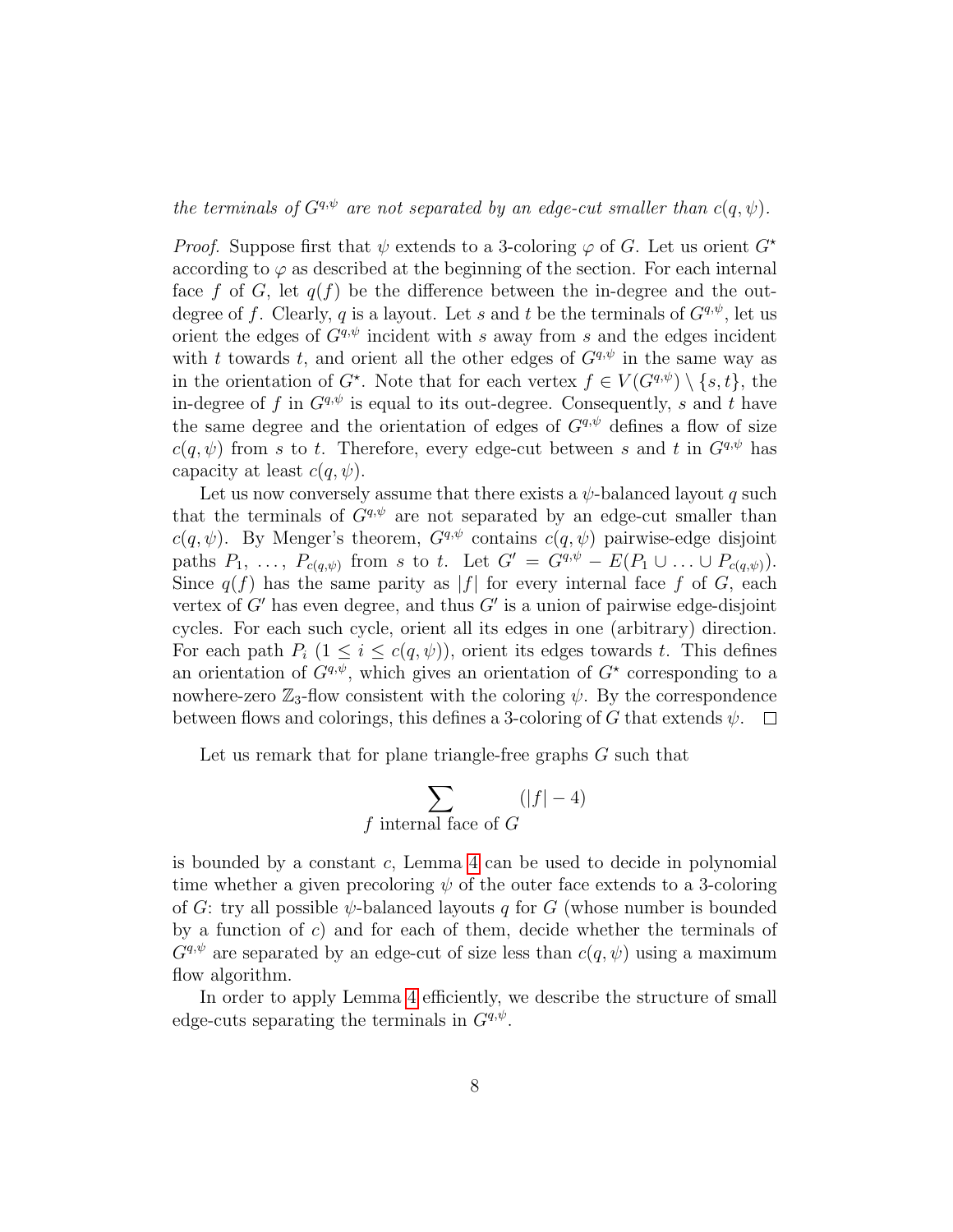*the terminals of $G^{q,\psi}$ are not separated by an edge-cut smaller than $c(q,\psi)$.*

*Proof.* Suppose first that $\psi$ extends to a 3-coloring $\varphi$ of $G$. Let us orient $G^\star$ according to $\varphi$ as described at the beginning of the section. For each internal face $f$ of $G$, let $q(f)$ be the difference between the in-degree and the out-degree of $f$. Clearly, $q$ is a layout. Let $s$ and $t$ be the terminals of $G^{q,\psi}$, let us orient the edges of $G^{q,\psi}$ incident with $s$ away from $s$ and the edges incident with $t$ towards $t$, and orient all the other edges of $G^{q,\psi}$ in the same way as in the orientation of $G^\star$. Note that for each vertex $f \in V(G^{q,\psi}) \setminus \{s,t\}$, the in-degree of $f$ in $G^{q,\psi}$ is equal to its out-degree. Consequently, $s$ and $t$ have the same degree and the orientation of edges of $G^{q,\psi}$ defines a flow of size $c(q,\psi)$ from $s$ to $t$. Therefore, every edge-cut between $s$ and $t$ in $G^{q,\psi}$ has capacity at least $c(q,\psi)$.

Let us now conversely assume that there exists a $\psi$-balanced layout $q$ such that the terminals of $G^{q,\psi}$ are not separated by an edge-cut smaller than $c(q,\psi)$. By Menger's theorem, $G^{q,\psi}$ contains $c(q,\psi)$ pairwise-edge disjoint paths $P_1, \ldots, P_{c(q,\psi)}$ from $s$ to $t$. Let $G' = G^{q,\psi} - E(P_1 \cup \ldots \cup P_{c(q,\psi)})$. Since $q(f)$ has the same parity as $|f|$ for every internal face $f$ of $G$, each vertex of $G'$ has even degree, and thus $G'$ is a union of pairwise edge-disjoint cycles. For each such cycle, orient all its edges in one (arbitrary) direction. For each path $P_i$ ($1 \le i \le c(q,\psi)$), orient its edges towards $t$. This defines an orientation of $G^{q,\psi}$, which gives an orientation of $G^\star$ corresponding to a nowhere-zero $\mathbb{Z}_3$-flow consistent with the coloring $\psi$. By the correspondence between flows and colorings, this defines a 3-coloring of $G$ that extends $\psi$. $\square$

Let us remark that for plane triangle-free graphs $G$ such that

$$\sum_{f \text{ internal face of } G} (|f| - 4)$$

is bounded by a constant $c$, Lemma 4 can be used to decide in polynomial time whether a given precoloring $\psi$ of the outer face extends to a 3-coloring of $G$: try all possible $\psi$-balanced layouts $q$ for $G$ (whose number is bounded by a function of $c$) and for each of them, decide whether the terminals of $G^{q,\psi}$ are separated by an edge-cut of size less than $c(q,\psi)$ using a maximum flow algorithm.

In order to apply Lemma 4 efficiently, we describe the structure of small edge-cuts separating the terminals in $G^{q,\psi}$.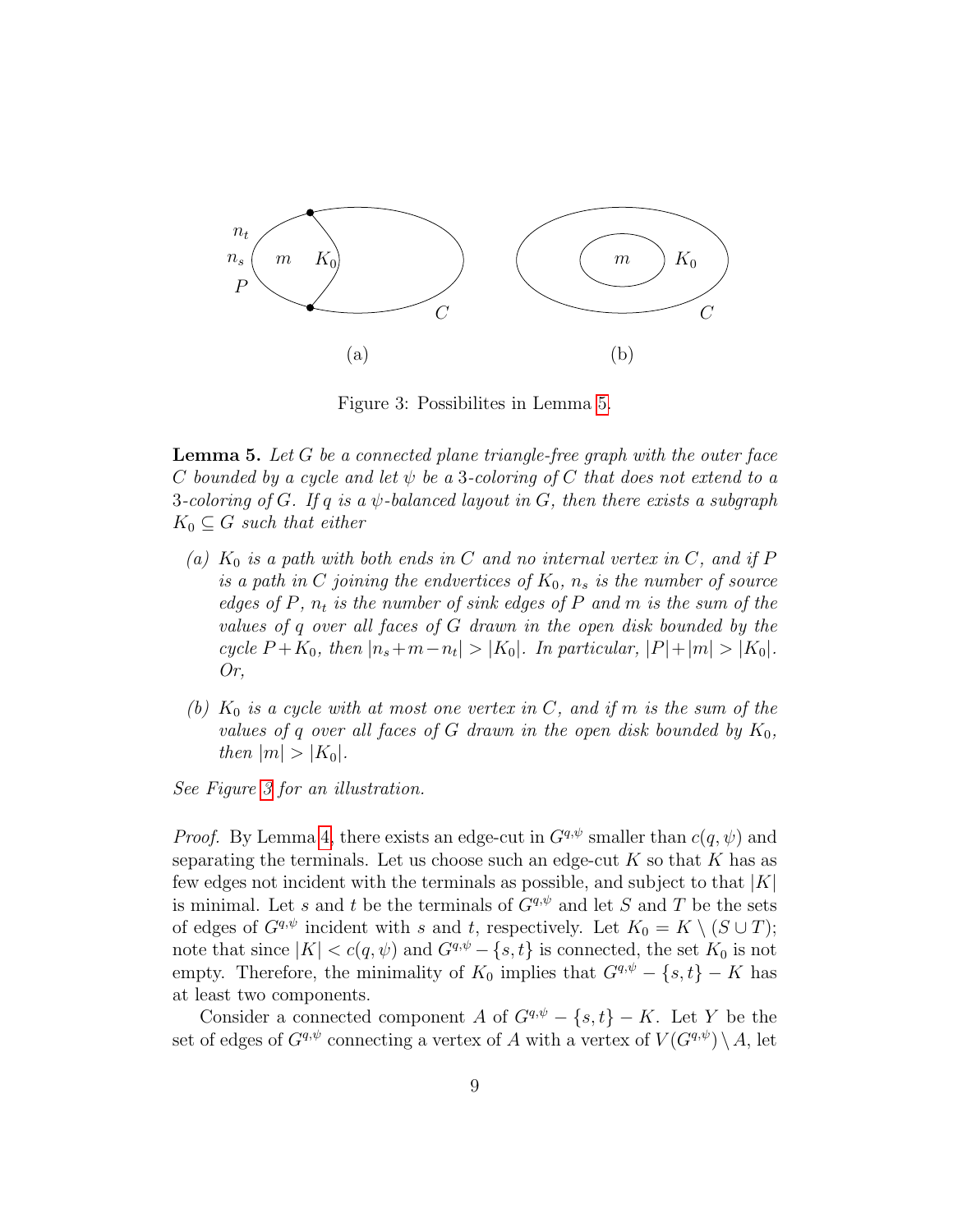Figure 3: Possibilites in Lemma 5.

**Lemma 5.** *Let $G$ be a connected plane triangle-free graph with the outer face $C$ bounded by a cycle and let $\psi$ be a 3-coloring of $C$ that does not extend to a 3-coloring of $G$. If $q$ is a $\psi$-balanced layout in $G$, then there exists a subgraph $K_0 \subseteq G$ such that either*

- *(a) $K_0$ is a path with both ends in $C$ and no internal vertex in $C$, and if $P$ is a path in $C$ joining the endvertices of $K_0$, $n_s$ is the number of source edges of $P$, $n_t$ is the number of sink edges of $P$ and $m$ is the sum of the values of $q$ over all faces of $G$ drawn in the open disk bounded by the cycle $P + K_0$, then $|n_s + m - n_t| > |K_0|$. In particular, $|P| + |m| > |K_0|$. Or,*
- *(b) $K_0$ is a cycle with at most one vertex in $C$, and if $m$ is the sum of the values of $q$ over all faces of $G$ drawn in the open disk bounded by $K_0$, then $|m| > |K_0|$.*

*See Figure 3 for an illustration.*

*Proof.* By Lemma 4, there exists an edge-cut in $G^{q,\psi}$ smaller than $c(q,\psi)$ and separating the terminals. Let us choose such an edge-cut $K$ so that $K$ has as few edges not incident with the terminals as possible, and subject to that $|K|$ is minimal. Let $s$ and $t$ be the terminals of $G^{q,\psi}$ and let $S$ and $T$ be the sets of edges of $G^{q,\psi}$ incident with $s$ and $t$, respectively. Let $K_0 = K \setminus (S \cup T)$; note that since $|K| < c(q,\psi)$ and $G^{q,\psi} - \{s,t\}$ is connected, the set $K_0$ is not empty. Therefore, the minimality of $K_0$ implies that $G^{q,\psi} - \{s,t\} - K$ has at least two components.

Consider a connected component $A$ of $G^{q,\psi} - \{s,t\} - K$. Let $Y$ be the set of edges of $G^{q,\psi}$ connecting a vertex of $A$ with a vertex of $V(G^{q,\psi}) \setminus A$, let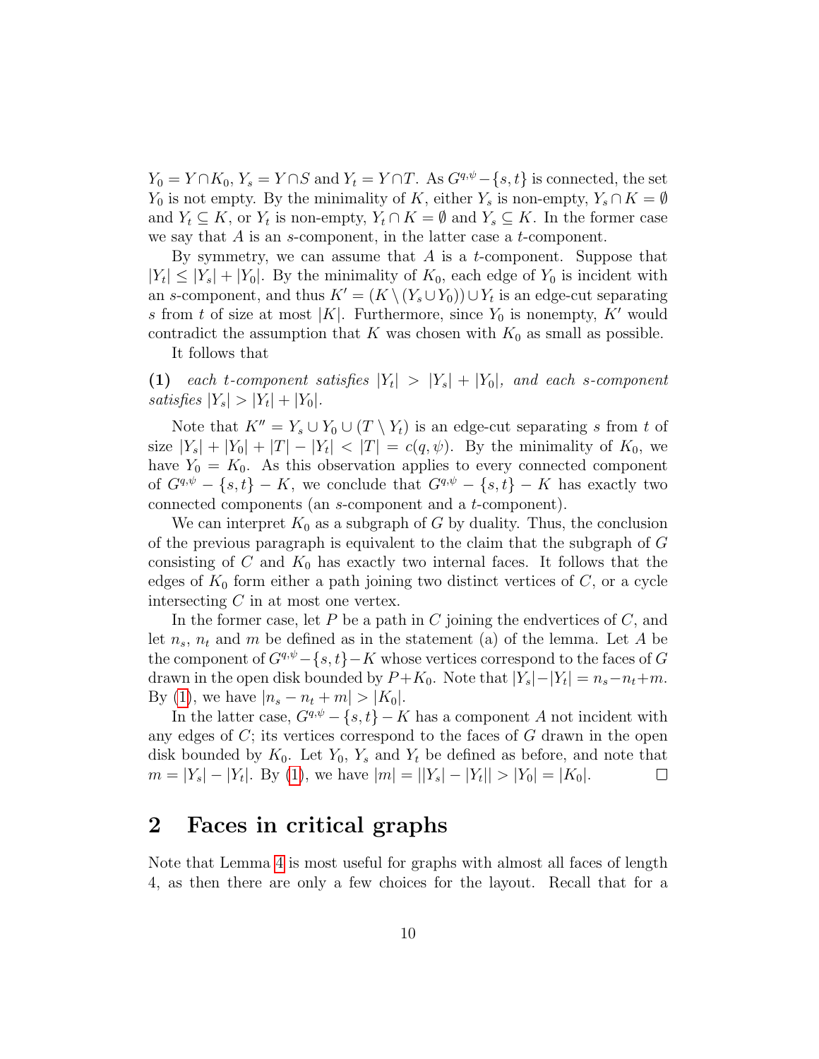$Y_0 = Y \cap K_0$, $Y_s = Y \cap S$ and $Y_t = Y \cap T$. As $G^{q,\psi} - \{s,t\}$ is connected, the set $Y_0$ is not empty. By the minimality of $K$, either $Y_s$ is non-empty, $Y_s \cap K = \emptyset$ and $Y_t \subseteq K$, or $Y_t$ is non-empty, $Y_t \cap K = \emptyset$ and $Y_s \subseteq K$. In the former case we say that $A$ is an $s$-component, in the latter case a $t$-component.

By symmetry, we can assume that $A$ is a $t$-component. Suppose that $|Y_t| \le |Y_s| + |Y_0|$. By the minimality of $K_0$, each edge of $Y_0$ is incident with an $s$-component, and thus $K' = (K \setminus (Y_s \cup Y_0)) \cup Y_t$ is an edge-cut separating $s$ from $t$ of size at most $|K|$. Furthermore, since $Y_0$ is nonempty, $K'$ would contradict the assumption that $K$ was chosen with $K_0$ as small as possible.

It follows that

**(1)** *each $t$-component satisfies $|Y_t| > |Y_s| + |Y_0|$, and each $s$-component satisfies $|Y_s| > |Y_t| + |Y_0|$.*

Note that $K'' = Y_s \cup Y_0 \cup (T \setminus Y_t)$ is an edge-cut separating $s$ from $t$ of size $|Y_s| + |Y_0| + |T| - |Y_t| < |T| = c(q,\psi)$. By the minimality of $K_0$, we have $Y_0 = K_0$. As this observation applies to every connected component of $G^{q,\psi} - \{s,t\} - K$, we conclude that $G^{q,\psi} - \{s,t\} - K$ has exactly two connected components (an $s$-component and a $t$-component).

We can interpret $K_0$ as a subgraph of $G$ by duality. Thus, the conclusion of the previous paragraph is equivalent to the claim that the subgraph of $G$ consisting of $C$ and $K_0$ has exactly two internal faces. It follows that the edges of $K_0$ form either a path joining two distinct vertices of $C$, or a cycle intersecting $C$ in at most one vertex.

In the former case, let $P$ be a path in $C$ joining the endvertices of $C$, and let $n_s$, $n_t$ and $m$ be defined as in the statement (a) of the lemma. Let $A$ be the component of $G^{q,\psi} - \{s,t\} - K$ whose vertices correspond to the faces of $G$ drawn in the open disk bounded by $P + K_0$. Note that $|Y_s| - |Y_t| = n_s - n_t + m$. By (1), we have $|n_s - n_t + m| > |K_0|$.

In the latter case, $G^{q,\psi} - \{s,t\} - K$ has a component $A$ not incident with any edges of $C$; its vertices correspond to the faces of $G$ drawn in the open disk bounded by $K_0$. Let $Y_0$, $Y_s$ and $Y_t$ be defined as before, and note that $m = |Y_s| - |Y_t|$. By (1), we have $|m| = ||Y_s| - |Y_t|| > |Y_0| = |K_0|$. □

## 2 Faces in critical graphs

Note that Lemma 4 is most useful for graphs with almost all faces of length 4, as then there are only a few choices for the layout. Recall that for a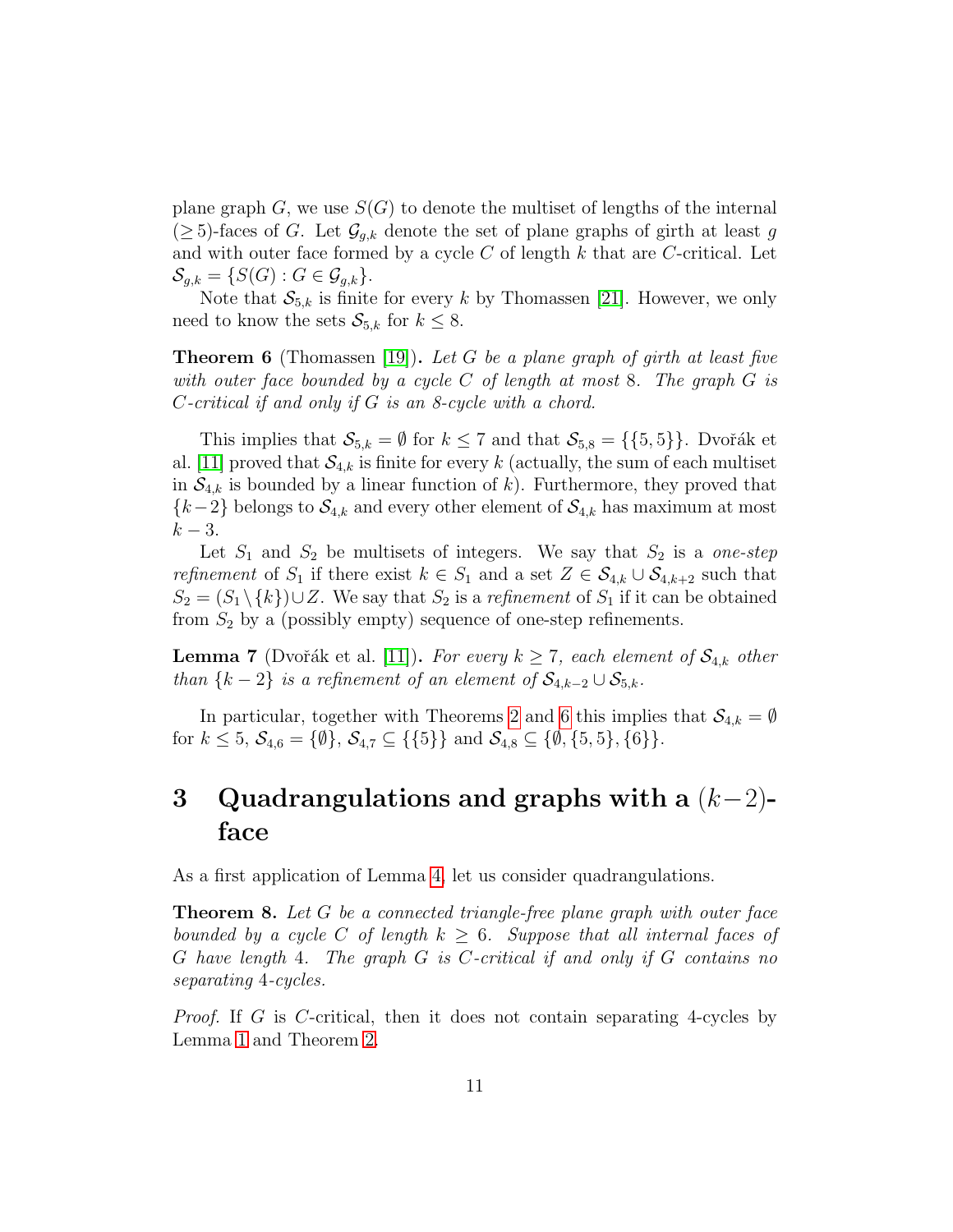plane graph $G$, we use $S(G)$ to denote the multiset of lengths of the internal $(\geq 5)$-faces of $G$. Let $\mathcal{G}_{g,k}$ denote the set of plane graphs of girth at least $g$ and with outer face formed by a cycle $C$ of length $k$ that are $C$-critical. Let $\mathcal{S}_{g,k} = \{S(G) : G \in \mathcal{G}_{g,k}\}$.

Note that $\mathcal{S}_{5,k}$ is finite for every $k$ by Thomassen [21]. However, we only need to know the sets $\mathcal{S}_{5,k}$ for $k \leq 8$.

**Theorem 6** (Thomassen [19])**.** *Let $G$ be a plane graph of girth at least five with outer face bounded by a cycle $C$ of length at most 8. The graph $G$ is $C$-critical if and only if $G$ is an 8-cycle with a chord.*

This implies that $\mathcal{S}_{5,k} = \emptyset$ for $k \leq 7$ and that $\mathcal{S}_{5,8} = \{\{5,5\}\}$. Dvořák et al. [11] proved that $\mathcal{S}_{4,k}$ is finite for every $k$ (actually, the sum of each multiset in $\mathcal{S}_{4,k}$ is bounded by a linear function of $k$). Furthermore, they proved that $\{k-2\}$ belongs to $\mathcal{S}_{4,k}$ and every other element of $\mathcal{S}_{4,k}$ has maximum at most $k-3$.

Let $S_1$ and $S_2$ be multisets of integers. We say that $S_2$ is a *one-step refinement* of $S_1$ if there exist $k \in S_1$ and a set $Z \in \mathcal{S}_{4,k} \cup \mathcal{S}_{4,k+2}$ such that $S_2 = (S_1 \setminus \{k\}) \cup Z$. We say that $S_2$ is a *refinement* of $S_1$ if it can be obtained from $S_2$ by a (possibly empty) sequence of one-step refinements.

**Lemma 7** (Dvořák et al. [11])**.** *For every $k \geq 7$, each element of $\mathcal{S}_{4,k}$ other than $\{k-2\}$ is a refinement of an element of $\mathcal{S}_{4,k-2} \cup \mathcal{S}_{5,k}$.*

In particular, together with Theorems 2 and 6 this implies that $\mathcal{S}_{4,k} = \emptyset$ for $k \leq 5$, $\mathcal{S}_{4,6} = \{\emptyset\}$, $\mathcal{S}_{4,7} \subseteq \{\{5\}\}$ and $\mathcal{S}_{4,8} \subseteq \{\emptyset, \{5,5\}, \{6\}\}$.

# 3 Quadrangulations and graphs with a $(k-2)$-face

As a first application of Lemma 4, let us consider quadrangulations.

**Theorem 8.** *Let $G$ be a connected triangle-free plane graph with outer face bounded by a cycle $C$ of length $k \geq 6$. Suppose that all internal faces of $G$ have length 4. The graph $G$ is $C$-critical if and only if $G$ contains no separating 4-cycles.*

*Proof.* If $G$ is $C$-critical, then it does not contain separating 4-cycles by Lemma 1 and Theorem 2.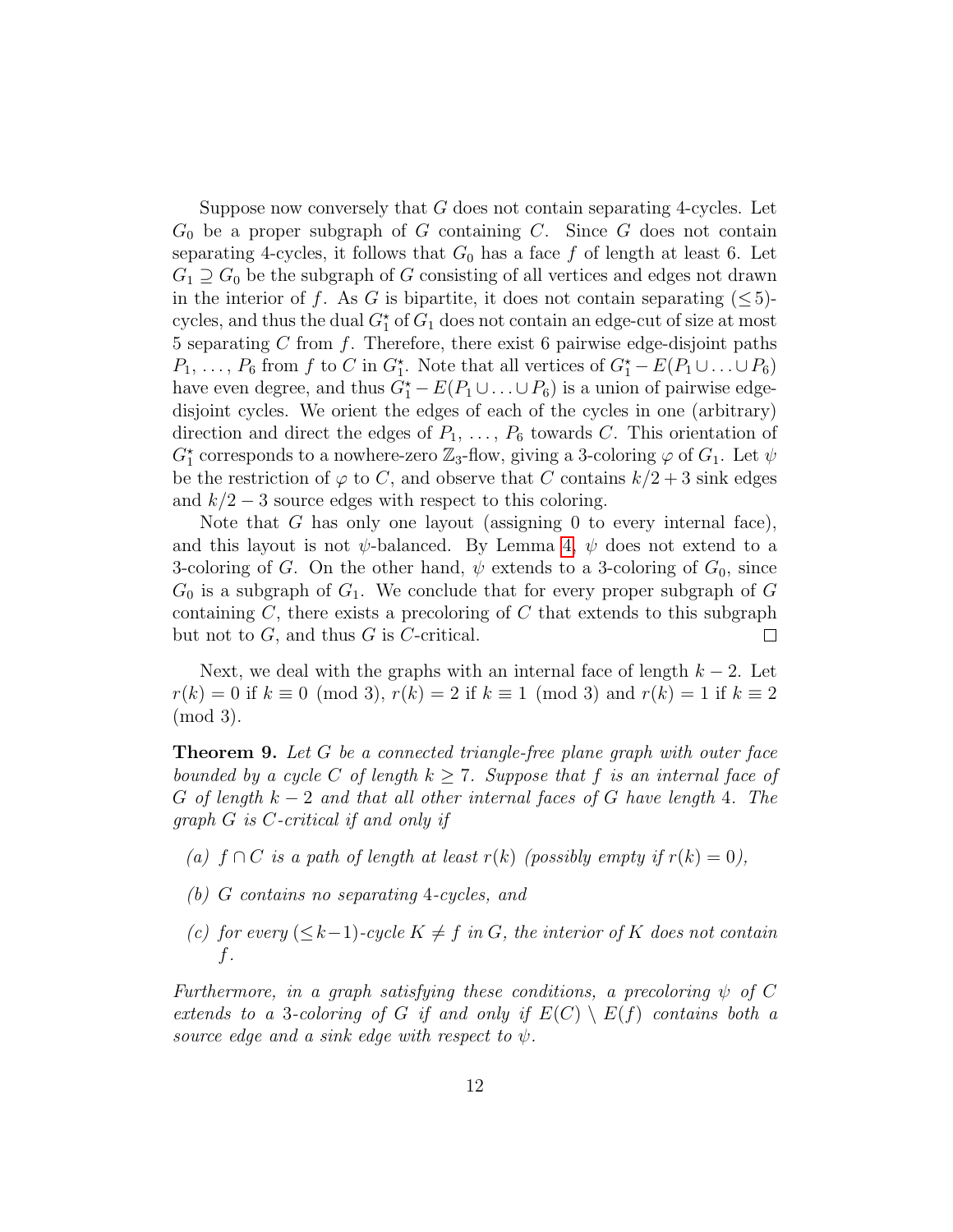Suppose now conversely that $G$ does not contain separating 4-cycles. Let $G_0$ be a proper subgraph of $G$ containing $C$. Since $G$ does not contain separating 4-cycles, it follows that $G_0$ has a face $f$ of length at least 6. Let $G_1 \supseteq G_0$ be the subgraph of $G$ consisting of all vertices and edges not drawn in the interior of $f$. As $G$ is bipartite, it does not contain separating $(\leq 5)$-cycles, and thus the dual $G_1^\star$ of $G_1$ does not contain an edge-cut of size at most 5 separating $C$ from $f$. Therefore, there exist 6 pairwise edge-disjoint paths $P_1, \ldots, P_6$ from $f$ to $C$ in $G_1^\star$. Note that all vertices of $G_1^\star - E(P_1 \cup \ldots \cup P_6)$ have even degree, and thus $G_1^\star - E(P_1 \cup \ldots \cup P_6)$ is a union of pairwise edge-disjoint cycles. We orient the edges of each of the cycles in one (arbitrary) direction and direct the edges of $P_1, \ldots, P_6$ towards $C$. This orientation of $G_1^\star$ corresponds to a nowhere-zero $\mathbb{Z}_3$-flow, giving a 3-coloring $\varphi$ of $G_1$. Let $\psi$ be the restriction of $\varphi$ to $C$, and observe that $C$ contains $k/2 + 3$ sink edges and $k/2 - 3$ source edges with respect to this coloring.

Note that $G$ has only one layout (assigning 0 to every internal face), and this layout is not $\psi$-balanced. By Lemma 4, $\psi$ does not extend to a 3-coloring of $G$. On the other hand, $\psi$ extends to a 3-coloring of $G_0$, since $G_0$ is a subgraph of $G_1$. We conclude that for every proper subgraph of $G$ containing $C$, there exists a precoloring of $C$ that extends to this subgraph but not to $G$, and thus $G$ is $C$-critical. □

Next, we deal with the graphs with an internal face of length $k-2$. Let $r(k) = 0$ if $k \equiv 0 \pmod 3$, $r(k) = 2$ if $k \equiv 1 \pmod 3$ and $r(k) = 1$ if $k \equiv 2 \pmod 3$.

**Theorem 9.** *Let $G$ be a connected triangle-free plane graph with outer face bounded by a cycle $C$ of length $k \geq 7$. Suppose that $f$ is an internal face of $G$ of length $k-2$ and that all other internal faces of $G$ have length 4. The graph $G$ is $C$-critical if and only if*

*(a) $f \cap C$ is a path of length at least $r(k)$ (possibly empty if $r(k) = 0$),*

*(b) $G$ contains no separating 4-cycles, and*

*(c) for every $(\leq k-1)$-cycle $K \neq f$ in $G$, the interior of $K$ does not contain $f$.*

*Furthermore, in a graph satisfying these conditions, a precoloring $\psi$ of $C$ extends to a 3-coloring of $G$ if and only if $E(C) \setminus E(f)$ contains both a source edge and a sink edge with respect to $\psi$.*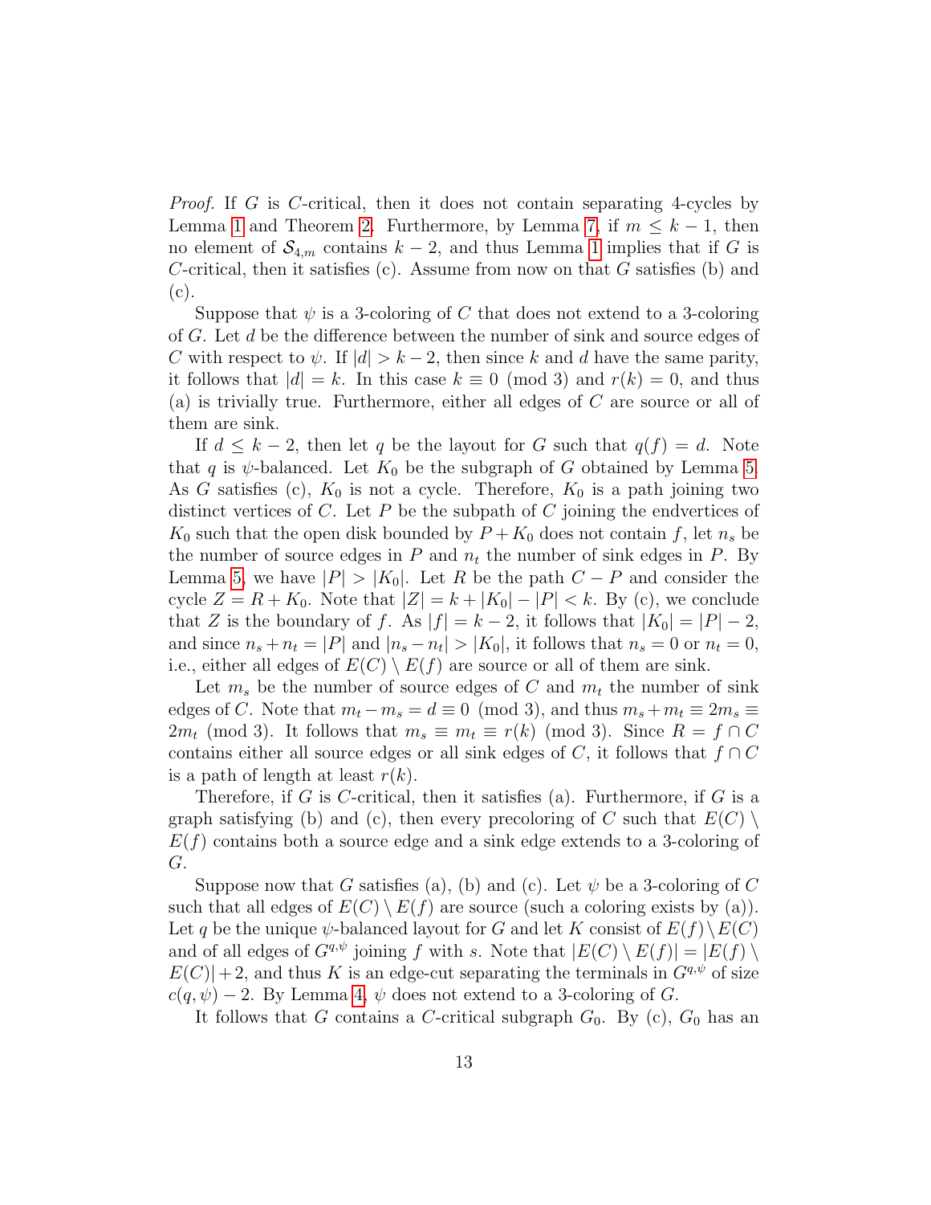*Proof.* If $G$ is $C$-critical, then it does not contain separating 4-cycles by Lemma 1 and Theorem 2. Furthermore, by Lemma 7, if $m \le k-1$, then no element of $\mathcal{S}_{4,m}$ contains $k-2$, and thus Lemma 1 implies that if $G$ is $C$-critical, then it satisfies (c). Assume from now on that $G$ satisfies (b) and (c).

Suppose that $\psi$ is a 3-coloring of $C$ that does not extend to a 3-coloring of $G$. Let $d$ be the difference between the number of sink and source edges of $C$ with respect to $\psi$. If $|d| > k-2$, then since $k$ and $d$ have the same parity, it follows that $|d| = k$. In this case $k \equiv 0 \pmod 3$ and $r(k) = 0$, and thus (a) is trivially true. Furthermore, either all edges of $C$ are source or all of them are sink.

If $d \le k-2$, then let $q$ be the layout for $G$ such that $q(f) = d$. Note that $q$ is $\psi$-balanced. Let $K_0$ be the subgraph of $G$ obtained by Lemma 5. As $G$ satisfies (c), $K_0$ is not a cycle. Therefore, $K_0$ is a path joining two distinct vertices of $C$. Let $P$ be the subpath of $C$ joining the endvertices of $K_0$ such that the open disk bounded by $P + K_0$ does not contain $f$, let $n_s$ be the number of source edges in $P$ and $n_t$ the number of sink edges in $P$. By Lemma 5, we have $|P| > |K_0|$. Let $R$ be the path $C - P$ and consider the cycle $Z = R + K_0$. Note that $|Z| = k + |K_0| - |P| < k$. By (c), we conclude that $Z$ is the boundary of $f$. As $|f| = k-2$, it follows that $|K_0| = |P| - 2$, and since $n_s + n_t = |P|$ and $|n_s - n_t| > |K_0|$, it follows that $n_s = 0$ or $n_t = 0$, i.e., either all edges of $E(C) \setminus E(f)$ are source or all of them are sink.

Let $m_s$ be the number of source edges of $C$ and $m_t$ the number of sink edges of $C$. Note that $m_t - m_s = d \equiv 0 \pmod 3$, and thus $m_s + m_t \equiv 2m_s \equiv 2m_t \pmod 3$. It follows that $m_s \equiv m_t \equiv r(k) \pmod 3$. Since $R = f \cap C$ contains either all source edges or all sink edges of $C$, it follows that $f \cap C$ is a path of length at least $r(k)$.

Therefore, if $G$ is $C$-critical, then it satisfies (a). Furthermore, if $G$ is a graph satisfying (b) and (c), then every precoloring of $C$ such that $E(C) \setminus E(f)$ contains both a source edge and a sink edge extends to a 3-coloring of $G$.

Suppose now that $G$ satisfies (a), (b) and (c). Let $\psi$ be a 3-coloring of $C$ such that all edges of $E(C) \setminus E(f)$ are source (such a coloring exists by (a)). Let $q$ be the unique $\psi$-balanced layout for $G$ and let $K$ consist of $E(f) \setminus E(C)$ and of all edges of $G^{q,\psi}$ joining $f$ with $s$. Note that $|E(C) \setminus E(f)| = |E(f) \setminus E(C)| + 2$, and thus $K$ is an edge-cut separating the terminals in $G^{q,\psi}$ of size $c(q, \psi) - 2$. By Lemma 4, $\psi$ does not extend to a 3-coloring of $G$.

It follows that $G$ contains a $C$-critical subgraph $G_0$. By (c), $G_0$ has an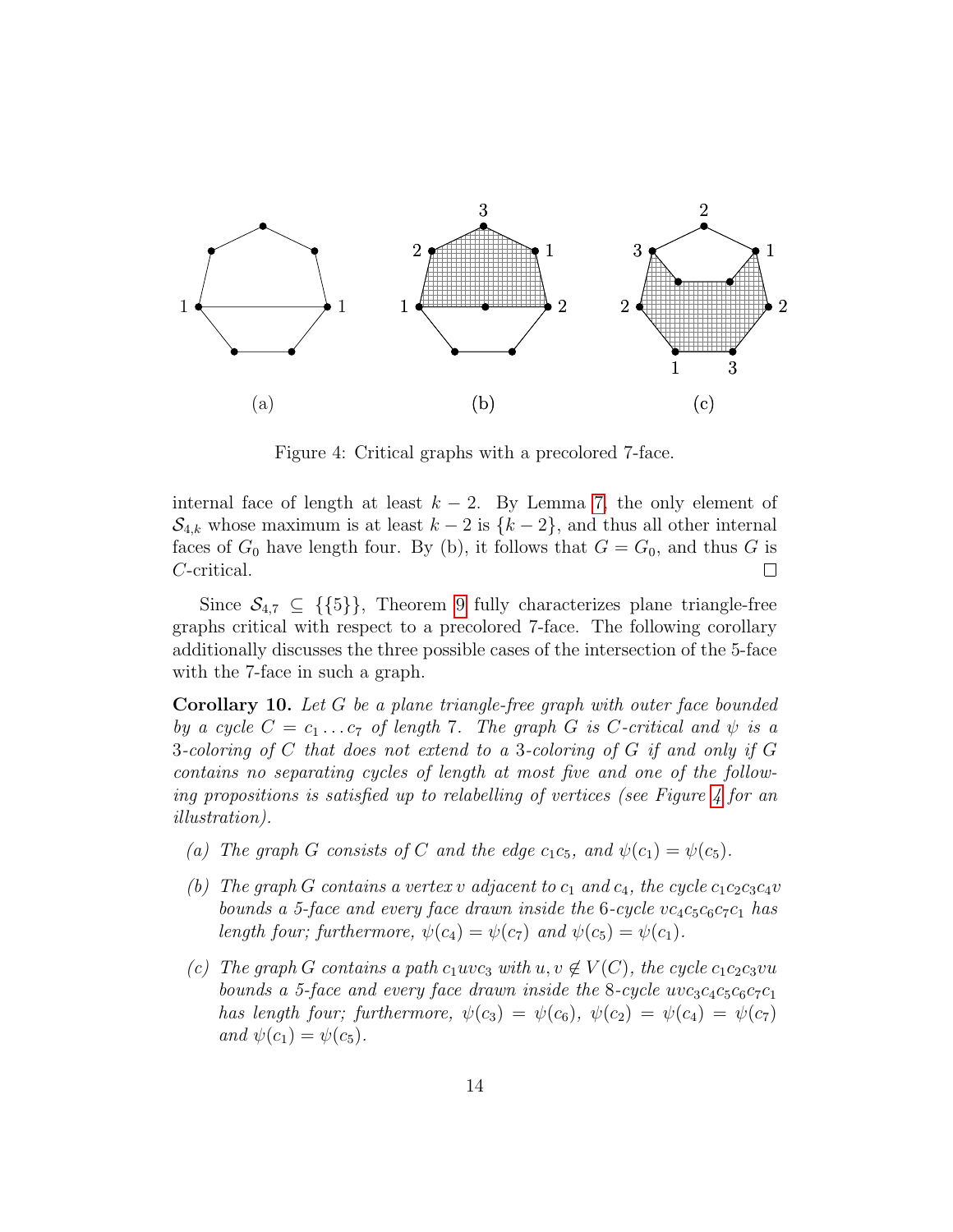Figure 4: Critical graphs with a precolored 7-face.

internal face of length at least $k-2$. By Lemma 7, the only element of $\mathcal{S}_{4,k}$ whose maximum is at least $k-2$ is $\{k-2\}$, and thus all other internal faces of $G_0$ have length four. By (b), it follows that $G = G_0$, and thus $G$ is $C$-critical. $\square$

Since $\mathcal{S}_{4,7} \subseteq \{\{5\}\}$, Theorem 9 fully characterizes plane triangle-free graphs critical with respect to a precolored 7-face. The following corollary additionally discusses the three possible cases of the intersection of the 5-face with the 7-face in such a graph.

**Corollary 10.** *Let $G$ be a plane triangle-free graph with outer face bounded by a cycle $C = c_1 \ldots c_7$ of length 7. The graph $G$ is $C$-critical and $\psi$ is a 3-coloring of $C$ that does not extend to a 3-coloring of $G$ if and only if $G$ contains no separating cycles of length at most five and one of the following propositions is satisfied up to relabelling of vertices (see Figure 4 for an illustration).*

- *(a) The graph $G$ consists of $C$ and the edge $c_1c_5$, and $\psi(c_1) = \psi(c_5)$.*
- *(b) The graph $G$ contains a vertex $v$ adjacent to $c_1$ and $c_4$, the cycle $c_1c_2c_3c_4v$ bounds a 5-face and every face drawn inside the 6-cycle $vc_4c_5c_6c_7c_1$ has length four; furthermore, $\psi(c_4) = \psi(c_7)$ and $\psi(c_5) = \psi(c_1)$.*
- *(c) The graph $G$ contains a path $c_1uvc_3$ with $u, v \notin V(C)$, the cycle $c_1c_2c_3vu$ bounds a 5-face and every face drawn inside the 8-cycle $uvc_3c_4c_5c_6c_7c_1$ has length four; furthermore, $\psi(c_3) = \psi(c_6)$, $\psi(c_2) = \psi(c_4) = \psi(c_7)$ and $\psi(c_1) = \psi(c_5)$.*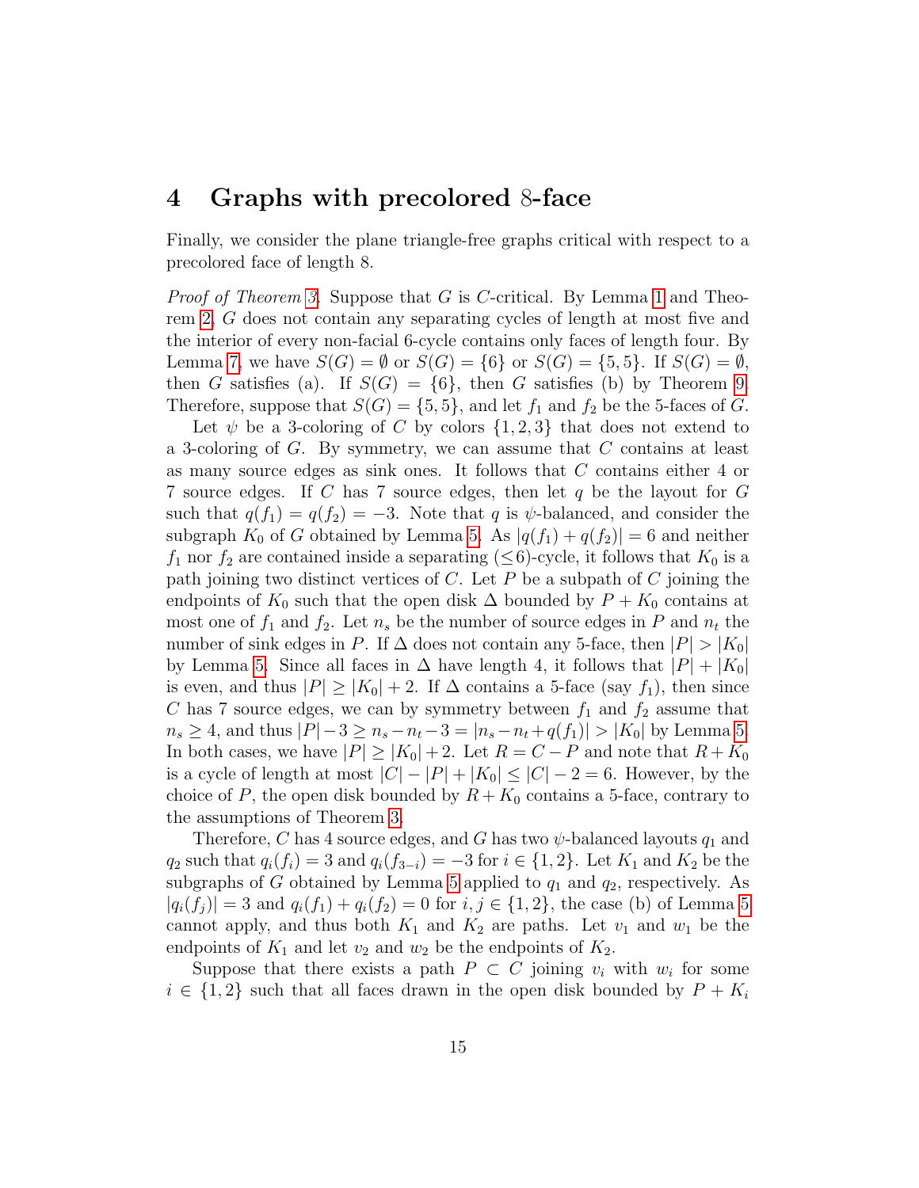## 4 Graphs with precolored 8-face

Finally, we consider the plane triangle-free graphs critical with respect to a precolored face of length 8.

*Proof of Theorem 3.* Suppose that $G$ is $C$-critical. By Lemma 1 and Theorem 2, $G$ does not contain any separating cycles of length at most five and the interior of every non-facial 6-cycle contains only faces of length four. By Lemma 7, we have $S(G) = \emptyset$ or $S(G) = \{6\}$ or $S(G) = \{5, 5\}$. If $S(G) = \emptyset$, then $G$ satisfies (a). If $S(G) = \{6\}$, then $G$ satisfies (b) by Theorem 9. Therefore, suppose that $S(G) = \{5, 5\}$, and let $f_1$ and $f_2$ be the 5-faces of $G$.

Let $\psi$ be a 3-coloring of $C$ by colors $\{1, 2, 3\}$ that does not extend to a 3-coloring of $G$. By symmetry, we can assume that $C$ contains at least as many source edges as sink ones. It follows that $C$ contains either 4 or 7 source edges. If $C$ has 7 source edges, then let $q$ be the layout for $G$ such that $q(f_1) = q(f_2) = -3$. Note that $q$ is $\psi$-balanced, and consider the subgraph $K_0$ of $G$ obtained by Lemma 5. As $|q(f_1) + q(f_2)| = 6$ and neither $f_1$ nor $f_2$ are contained inside a separating ($\le$6)-cycle, it follows that $K_0$ is a path joining two distinct vertices of $C$. Let $P$ be a subpath of $C$ joining the endpoints of $K_0$ such that the open disk $\Delta$ bounded by $P + K_0$ contains at most one of $f_1$ and $f_2$. Let $n_s$ be the number of source edges in $P$ and $n_t$ the number of sink edges in $P$. If $\Delta$ does not contain any 5-face, then $|P| > |K_0|$ by Lemma 5. Since all faces in $\Delta$ have length 4, it follows that $|P| + |K_0|$ is even, and thus $|P| \ge |K_0| + 2$. If $\Delta$ contains a 5-face (say $f_1$), then since $C$ has 7 source edges, we can by symmetry between $f_1$ and $f_2$ assume that $n_s \ge 4$, and thus $|P| - 3 \ge n_s - n_t - 3 = |n_s - n_t + q(f_1)| > |K_0|$ by Lemma 5. In both cases, we have $|P| \ge |K_0| + 2$. Let $R = C - P$ and note that $R + K_0$ is a cycle of length at most $|C| - |P| + |K_0| \le |C| - 2 = 6$. However, by the choice of $P$, the open disk bounded by $R + K_0$ contains a 5-face, contrary to the assumptions of Theorem 3.

Therefore, $C$ has 4 source edges, and $G$ has two $\psi$-balanced layouts $q_1$ and $q_2$ such that $q_i(f_i) = 3$ and $q_i(f_{3-i}) = -3$ for $i \in \{1, 2\}$. Let $K_1$ and $K_2$ be the subgraphs of $G$ obtained by Lemma 5 applied to $q_1$ and $q_2$, respectively. As $|q_i(f_j)| = 3$ and $q_i(f_1) + q_i(f_2) = 0$ for $i, j \in \{1, 2\}$, the case (b) of Lemma 5 cannot apply, and thus both $K_1$ and $K_2$ are paths. Let $v_1$ and $w_1$ be the endpoints of $K_1$ and let $v_2$ and $w_2$ be the endpoints of $K_2$.

Suppose that there exists a path $P \subset C$ joining $v_i$ with $w_i$ for some $i \in \{1, 2\}$ such that all faces drawn in the open disk bounded by $P + K_i$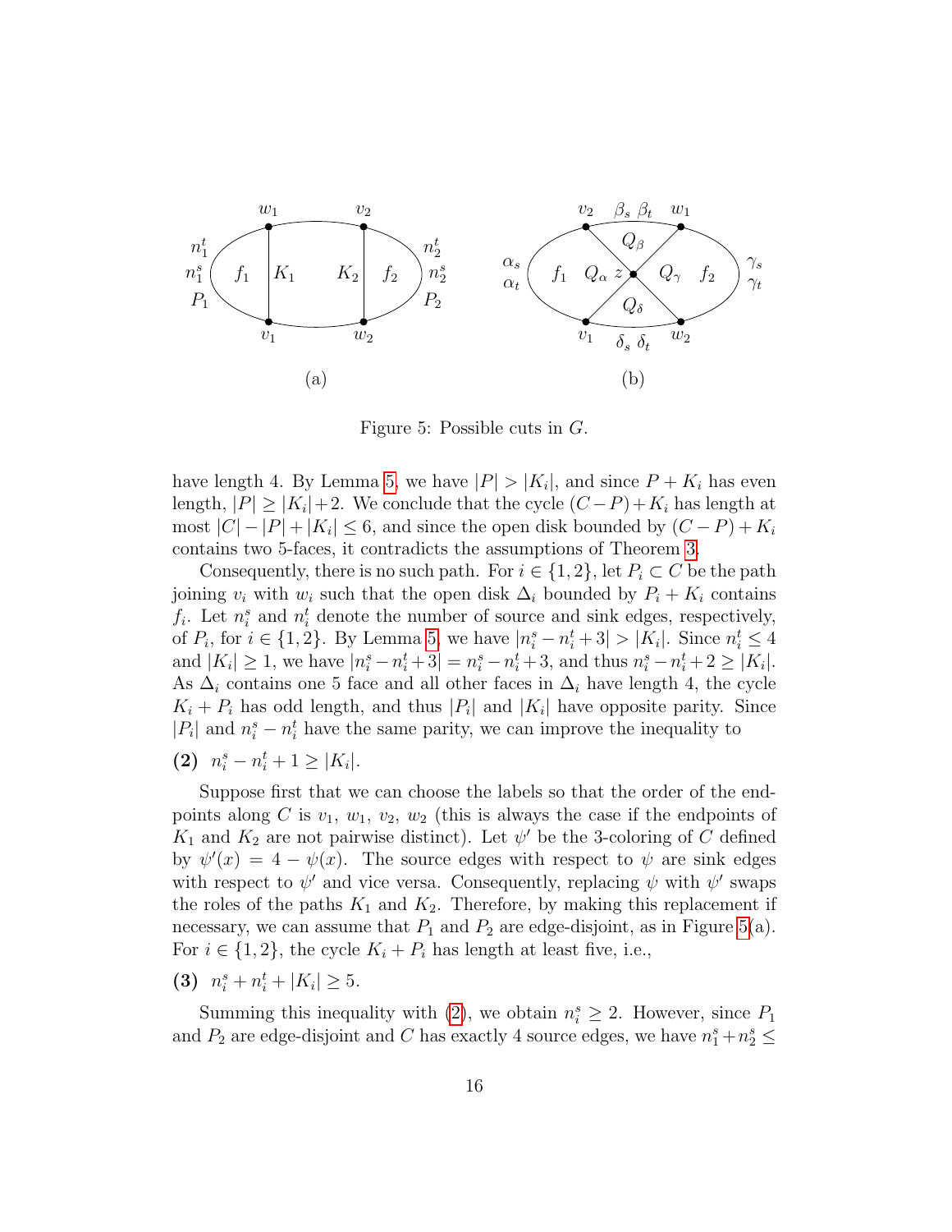Figure 5: Possible cuts in $G$.

have length 4. By Lemma 5, we have $|P| > |K_i|$, and since $P + K_i$ has even length, $|P| \geq |K_i| + 2$. We conclude that the cycle $(C - P) + K_i$ has length at most $|C| - |P| + |K_i| \leq 6$, and since the open disk bounded by $(C - P) + K_i$ contains two 5-faces, it contradicts the assumptions of Theorem 3.

Consequently, there is no such path. For $i \in \{1, 2\}$, let $P_i \subset C$ be the path joining $v_i$ with $w_i$ such that the open disk $\Delta_i$ bounded by $P_i + K_i$ contains $f_i$. Let $n_i^s$ and $n_i^t$ denote the number of source and sink edges, respectively, of $P_i$, for $i \in \{1, 2\}$. By Lemma 5, we have $|n_i^s - n_i^t + 3| > |K_i|$. Since $n_i^t \leq 4$ and $|K_i| \geq 1$, we have $|n_i^s - n_i^t + 3| = n_i^s - n_i^t + 3$, and thus $n_i^s - n_i^t + 2 \geq |K_i|$. As $\Delta_i$ contains one 5 face and all other faces in $\Delta_i$ have length 4, the cycle $K_i + P_i$ has odd length, and thus $|P_i|$ and $|K_i|$ have opposite parity. Since $|P_i|$ and $n_i^s - n_i^t$ have the same parity, we can improve the inequality to

**(2)** $n_i^s - n_i^t + 1 \geq |K_i|$.

Suppose first that we can choose the labels so that the order of the endpoints along $C$ is $v_1$, $w_1$, $v_2$, $w_2$ (this is always the case if the endpoints of $K_1$ and $K_2$ are not pairwise distinct). Let $\psi'$ be the 3-coloring of $C$ defined by $\psi'(x) = 4 - \psi(x)$. The source edges with respect to $\psi$ are sink edges with respect to $\psi'$ and vice versa. Consequently, replacing $\psi$ with $\psi'$ swaps the roles of the paths $K_1$ and $K_2$. Therefore, by making this replacement if necessary, we can assume that $P_1$ and $P_2$ are edge-disjoint, as in Figure 5(a). For $i \in \{1, 2\}$, the cycle $K_i + P_i$ has length at least five, i.e.,

**(3)** $n_i^s + n_i^t + |K_i| \geq 5$.

Summing this inequality with (2), we obtain $n_i^s \geq 2$. However, since $P_1$ and $P_2$ are edge-disjoint and $C$ has exactly 4 source edges, we have $n_1^s + n_2^s \leq$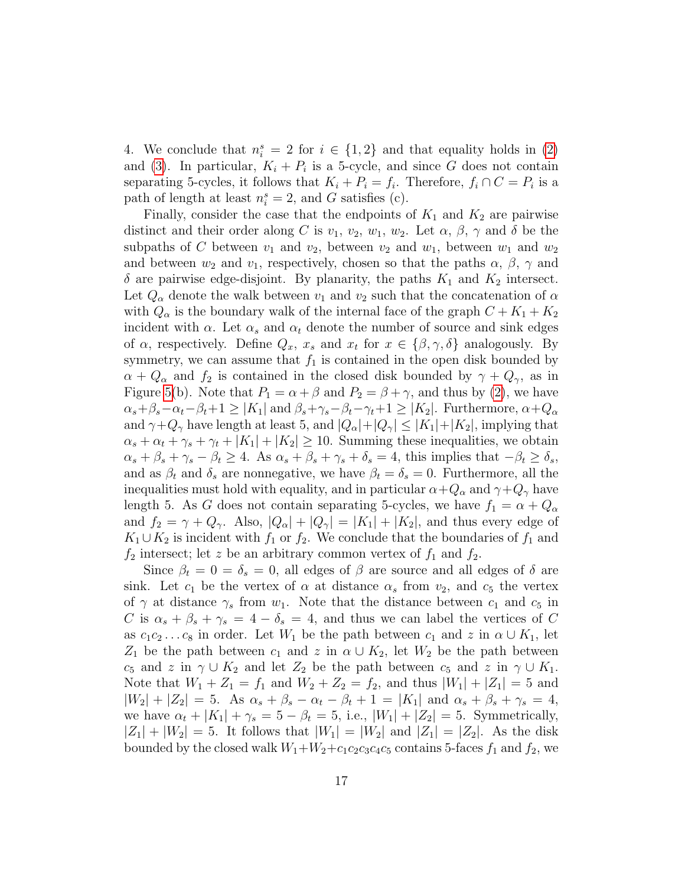4. We conclude that $n_i^s = 2$ for $i \in \{1,2\}$ and that equality holds in (2) and (3). In particular, $K_i + P_i$ is a 5-cycle, and since $G$ does not contain separating 5-cycles, it follows that $K_i + P_i = f_i$. Therefore, $f_i \cap C = P_i$ is a path of length at least $n_i^s = 2$, and $G$ satisfies (c).

Finally, consider the case that the endpoints of $K_1$ and $K_2$ are pairwise distinct and their order along $C$ is $v_1$, $v_2$, $w_1$, $w_2$. Let $\alpha$, $\beta$, $\gamma$ and $\delta$ be the subpaths of $C$ between $v_1$ and $v_2$, between $v_2$ and $w_1$, between $w_1$ and $w_2$ and between $w_2$ and $v_1$, respectively, chosen so that the paths $\alpha$, $\beta$, $\gamma$ and $\delta$ are pairwise edge-disjoint. By planarity, the paths $K_1$ and $K_2$ intersect. Let $Q_\alpha$ denote the walk between $v_1$ and $v_2$ such that the concatenation of $\alpha$ with $Q_\alpha$ is the boundary walk of the internal face of the graph $C + K_1 + K_2$ incident with $\alpha$. Let $\alpha_s$ and $\alpha_t$ denote the number of source and sink edges of $\alpha$, respectively. Define $Q_x$, $x_s$ and $x_t$ for $x \in \{\beta, \gamma, \delta\}$ analogously. By symmetry, we can assume that $f_1$ is contained in the open disk bounded by $\alpha + Q_\alpha$ and $f_2$ is contained in the closed disk bounded by $\gamma + Q_\gamma$, as in Figure 5(b). Note that $P_1 = \alpha + \beta$ and $P_2 = \beta + \gamma$, and thus by (2), we have $\alpha_s + \beta_s - \alpha_t - \beta_t + 1 \geq |K_1|$ and $\beta_s + \gamma_s - \beta_t - \gamma_t + 1 \geq |K_2|$. Furthermore, $\alpha + Q_\alpha$ and $\gamma + Q_\gamma$ have length at least 5, and $|Q_\alpha| + |Q_\gamma| \leq |K_1| + |K_2|$, implying that $\alpha_s + \alpha_t + \gamma_s + \gamma_t + |K_1| + |K_2| \geq 10$. Summing these inequalities, we obtain $\alpha_s + \beta_s + \gamma_s - \beta_t \geq 4$. As $\alpha_s + \beta_s + \gamma_s + \delta_s = 4$, this implies that $-\beta_t \geq \delta_s$, and as $\beta_t$ and $\delta_s$ are nonnegative, we have $\beta_t = \delta_s = 0$. Furthermore, all the inequalities must hold with equality, and in particular $\alpha + Q_\alpha$ and $\gamma + Q_\gamma$ have length 5. As $G$ does not contain separating 5-cycles, we have $f_1 = \alpha + Q_\alpha$ and $f_2 = \gamma + Q_\gamma$. Also, $|Q_\alpha| + |Q_\gamma| = |K_1| + |K_2|$, and thus every edge of $K_1 \cup K_2$ is incident with $f_1$ or $f_2$. We conclude that the boundaries of $f_1$ and $f_2$ intersect; let $z$ be an arbitrary common vertex of $f_1$ and $f_2$.

Since $\beta_t = 0 = \delta_s = 0$, all edges of $\beta$ are source and all edges of $\delta$ are sink. Let $c_1$ be the vertex of $\alpha$ at distance $\alpha_s$ from $v_2$, and $c_5$ the vertex of $\gamma$ at distance $\gamma_s$ from $w_1$. Note that the distance between $c_1$ and $c_5$ in $C$ is $\alpha_s + \beta_s + \gamma_s = 4 - \delta_s = 4$, and thus we can label the vertices of $C$ as $c_1 c_2 \ldots c_8$ in order. Let $W_1$ be the path between $c_1$ and $z$ in $\alpha \cup K_1$, let $Z_1$ be the path between $c_1$ and $z$ in $\alpha \cup K_2$, let $W_2$ be the path between $c_5$ and $z$ in $\gamma \cup K_2$ and let $Z_2$ be the path between $c_5$ and $z$ in $\gamma \cup K_1$. Note that $W_1 + Z_1 = f_1$ and $W_2 + Z_2 = f_2$, and thus $|W_1| + |Z_1| = 5$ and $|W_2| + |Z_2| = 5$. As $\alpha_s + \beta_s - \alpha_t - \beta_t + 1 = |K_1|$ and $\alpha_s + \beta_s + \gamma_s = 4$, we have $\alpha_t + |K_1| + \gamma_s = 5 - \beta_t = 5$, i.e., $|W_1| + |Z_2| = 5$. Symmetrically, $|Z_1| + |W_2| = 5$. It follows that $|W_1| = |W_2|$ and $|Z_1| = |Z_2|$. As the disk bounded by the closed walk $W_1 + W_2 + c_1 c_2 c_3 c_4 c_5$ contains 5-faces $f_1$ and $f_2$, we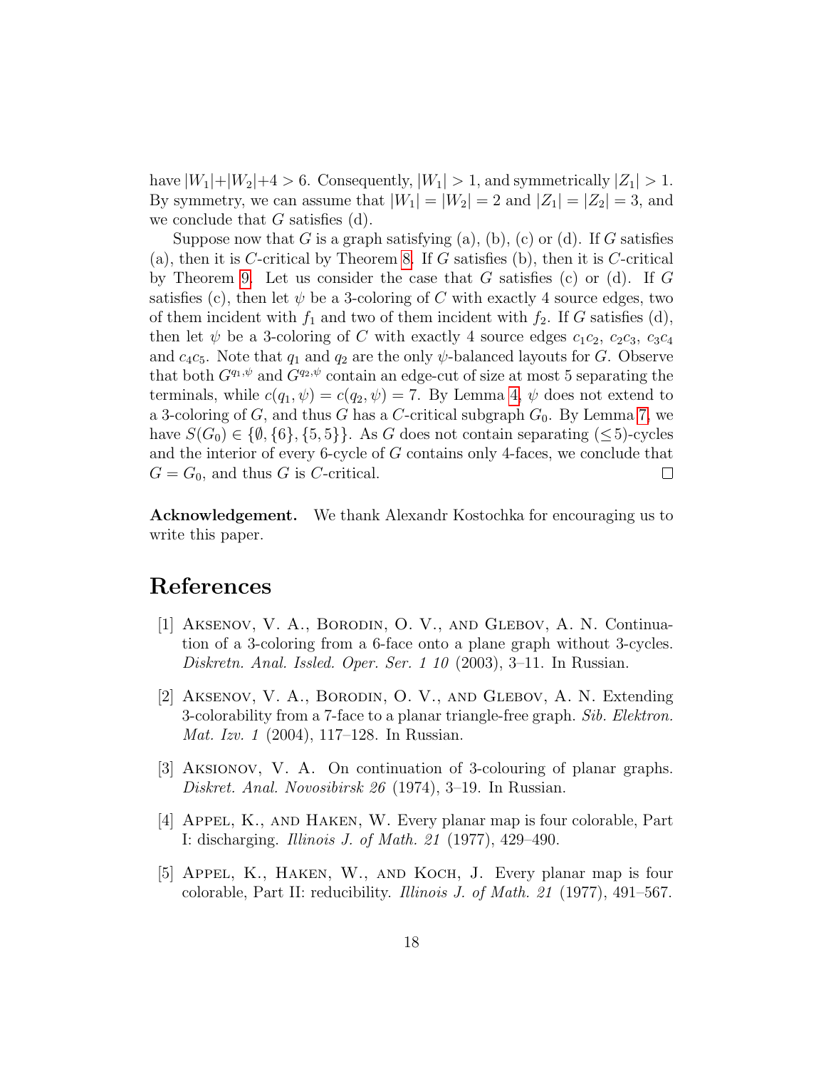have $|W_1|+|W_2|+4 > 6$. Consequently, $|W_1| > 1$, and symmetrically $|Z_1| > 1$. By symmetry, we can assume that $|W_1| = |W_2| = 2$ and $|Z_1| = |Z_2| = 3$, and we conclude that $G$ satisfies (d).

Suppose now that $G$ is a graph satisfying (a), (b), (c) or (d). If $G$ satisfies (a), then it is $C$-critical by Theorem 8. If $G$ satisfies (b), then it is $C$-critical by Theorem 9. Let us consider the case that $G$ satisfies (c) or (d). If $G$ satisfies (c), then let $\psi$ be a 3-coloring of $C$ with exactly 4 source edges, two of them incident with $f_1$ and two of them incident with $f_2$. If $G$ satisfies (d), then let $\psi$ be a 3-coloring of $C$ with exactly 4 source edges $c_1c_2$, $c_2c_3$, $c_3c_4$ and $c_4c_5$. Note that $q_1$ and $q_2$ are the only $\psi$-balanced layouts for $G$. Observe that both $G^{q_1,\psi}$ and $G^{q_2,\psi}$ contain an edge-cut of size at most 5 separating the terminals, while $c(q_1, \psi) = c(q_2, \psi) = 7$. By Lemma 4, $\psi$ does not extend to a 3-coloring of $G$, and thus $G$ has a $C$-critical subgraph $G_0$. By Lemma 7, we have $S(G_0) \in \{\emptyset, \{6\}, \{5, 5\}\}$. As $G$ does not contain separating $(\leq 5)$-cycles and the interior of every 6-cycle of $G$ contains only 4-faces, we conclude that $G = G_0$, and thus $G$ is $C$-critical. □

**Acknowledgement.** We thank Alexandr Kostochka for encouraging us to write this paper.

# References

[1] Aksenov, V. A., Borodin, O. V., and Glebov, A. N. Continuation of a 3-coloring from a 6-face onto a plane graph without 3-cycles. *Diskretn. Anal. Issled. Oper. Ser. 1 10* (2003), 3–11. In Russian.

[2] Aksenov, V. A., Borodin, O. V., and Glebov, A. N. Extending 3-colorability from a 7-face to a planar triangle-free graph. *Sib. Elektron. Mat. Izv. 1* (2004), 117–128. In Russian.

[3] Aksionov, V. A. On continuation of 3-colouring of planar graphs. *Diskret. Anal. Novosibirsk 26* (1974), 3–19. In Russian.

[4] Appel, K., and Haken, W. Every planar map is four colorable, Part I: discharging. *Illinois J. of Math. 21* (1977), 429–490.

[5] Appel, K., Haken, W., and Koch, J. Every planar map is four colorable, Part II: reducibility. *Illinois J. of Math. 21* (1977), 491–567.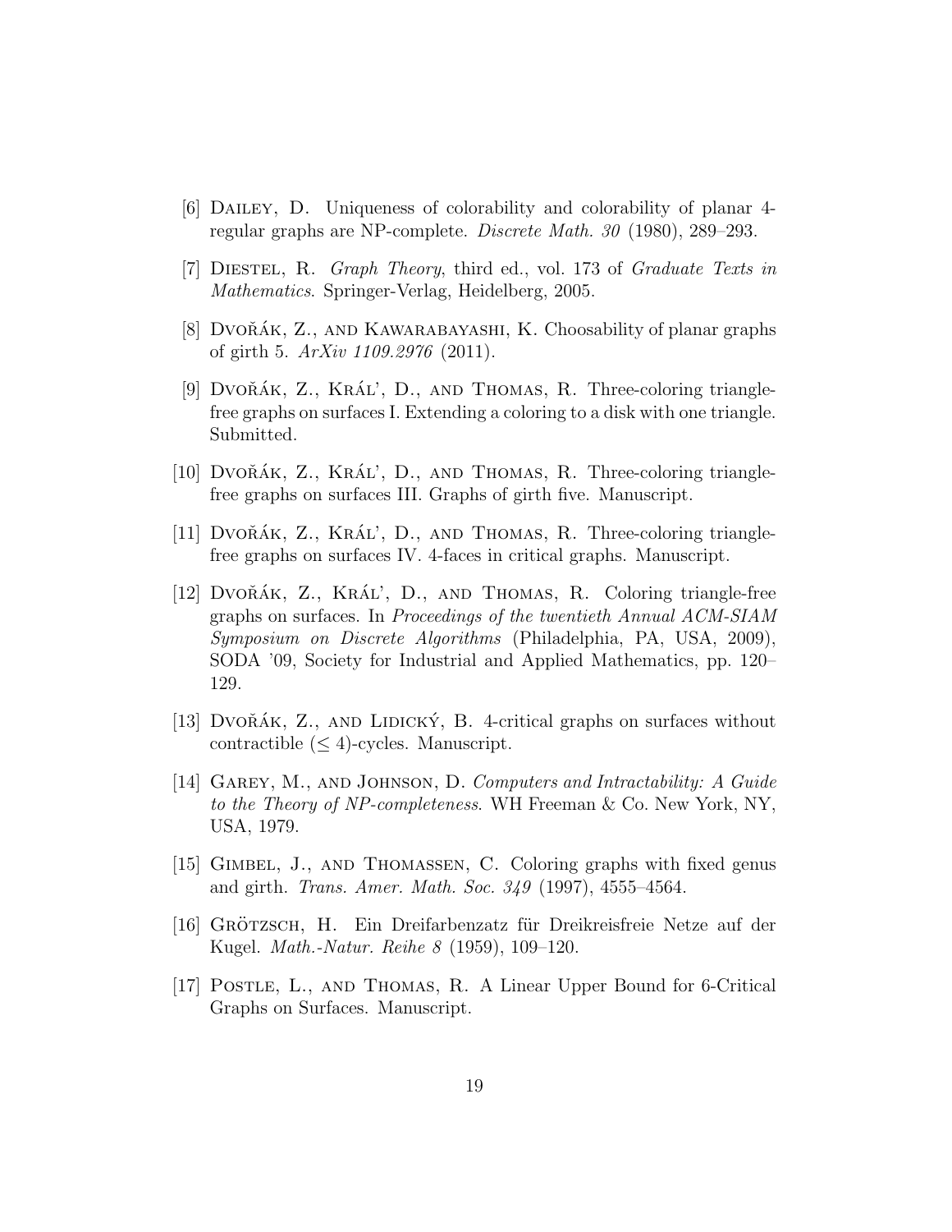[6] Dailey, D. Uniqueness of colorability and colorability of planar 4-regular graphs are NP-complete. *Discrete Math. 30* (1980), 289–293.

[7] Diestel, R. *Graph Theory*, third ed., vol. 173 of *Graduate Texts in Mathematics*. Springer-Verlag, Heidelberg, 2005.

[8] Dvořák, Z., and Kawarabayashi, K. Choosability of planar graphs of girth 5. *ArXiv 1109.2976* (2011).

[9] Dvořák, Z., Král', D., and Thomas, R. Three-coloring triangle-free graphs on surfaces I. Extending a coloring to a disk with one triangle. Submitted.

[10] Dvořák, Z., Král', D., and Thomas, R. Three-coloring triangle-free graphs on surfaces III. Graphs of girth five. Manuscript.

[11] Dvořák, Z., Král', D., and Thomas, R. Three-coloring triangle-free graphs on surfaces IV. 4-faces in critical graphs. Manuscript.

[12] Dvořák, Z., Král', D., and Thomas, R. Coloring triangle-free graphs on surfaces. In *Proceedings of the twentieth Annual ACM-SIAM Symposium on Discrete Algorithms* (Philadelphia, PA, USA, 2009), SODA '09, Society for Industrial and Applied Mathematics, pp. 120–129.

[13] Dvořák, Z., and Lidický, B. 4-critical graphs on surfaces without contractible ($\leq 4$)-cycles. Manuscript.

[14] Garey, M., and Johnson, D. *Computers and Intractability: A Guide to the Theory of NP-completeness*. WH Freeman & Co. New York, NY, USA, 1979.

[15] Gimbel, J., and Thomassen, C. Coloring graphs with fixed genus and girth. *Trans. Amer. Math. Soc. 349* (1997), 4555–4564.

[16] Grötzsch, H. Ein Dreifarbenzatz für Dreikreisfreie Netze auf der Kugel. *Math.-Natur. Reihe 8* (1959), 109–120.

[17] Postle, L., and Thomas, R. A Linear Upper Bound for 6-Critical Graphs on Surfaces. Manuscript.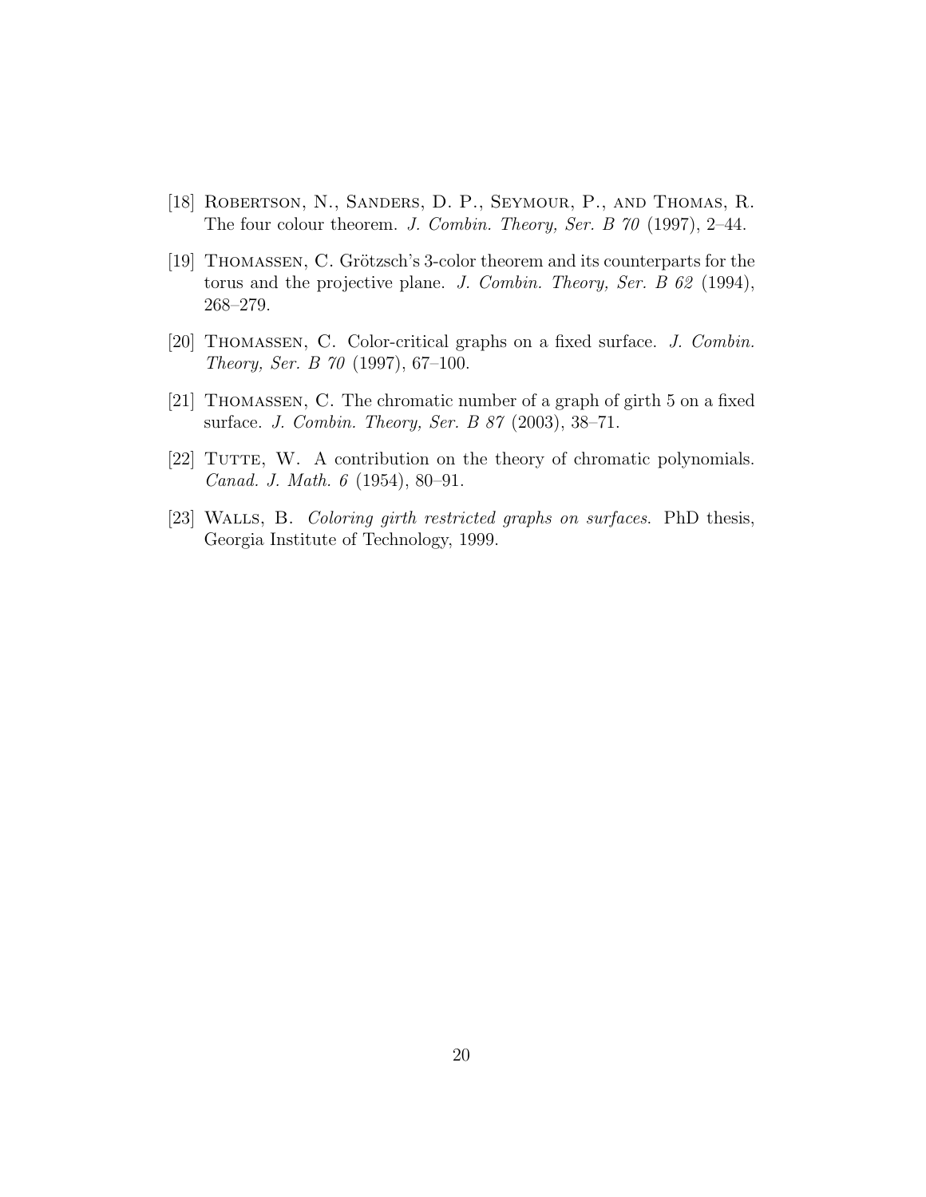[18] Robertson, N., Sanders, D. P., Seymour, P., and Thomas, R. The four colour theorem. *J. Combin. Theory, Ser. B 70* (1997), 2–44.

[19] Thomassen, C. Grötzsch's 3-color theorem and its counterparts for the torus and the projective plane. *J. Combin. Theory, Ser. B 62* (1994), 268–279.

[20] Thomassen, C. Color-critical graphs on a fixed surface. *J. Combin. Theory, Ser. B 70* (1997), 67–100.

[21] Thomassen, C. The chromatic number of a graph of girth 5 on a fixed surface. *J. Combin. Theory, Ser. B 87* (2003), 38–71.

[22] Tutte, W. A contribution on the theory of chromatic polynomials. *Canad. J. Math. 6* (1954), 80–91.

[23] Walls, B. *Coloring girth restricted graphs on surfaces.* PhD thesis, Georgia Institute of Technology, 1999.